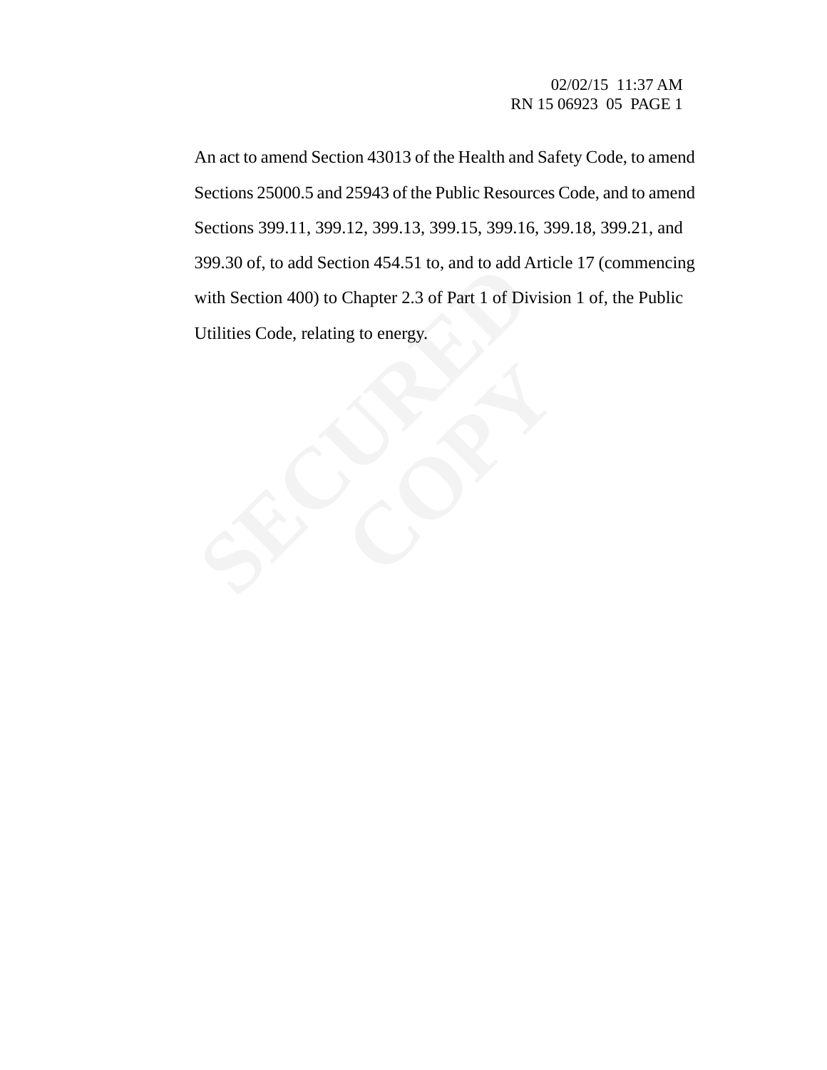An act to amend Section 43013 of the Health and Safety Code, to amend Sections 25000.5 and 25943 of the Public Resources Code, and to amend Sections 399.11, 399.12, 399.13, 399.15, 399.16, 399.18, 399.21, and 399.30 of, to add Section 454.51 to, and to add Article 17 (commencing with Section 400) to Chapter 2.3 of Part 1 of Division 1 of, the Public Utilities Code, relating to energy.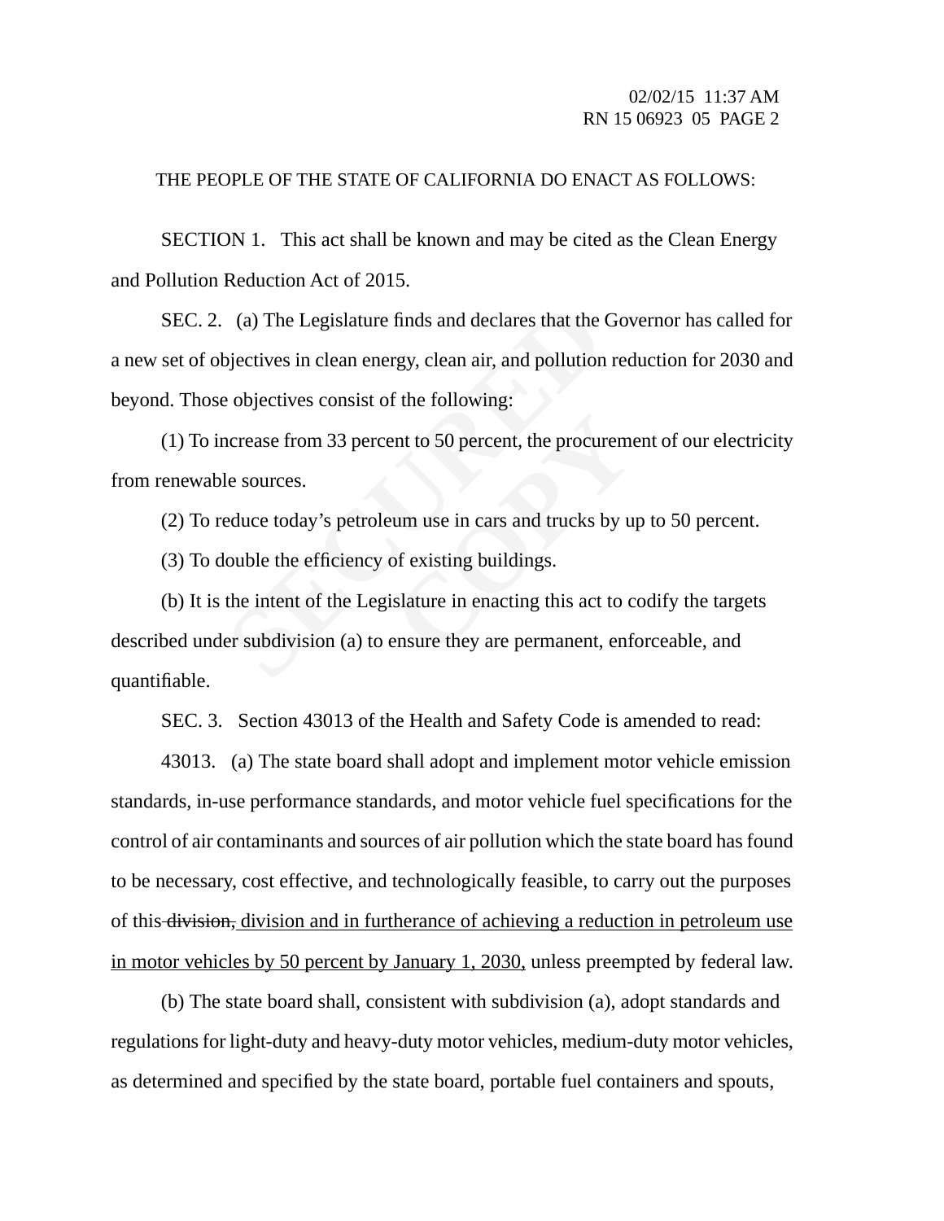THE PEOPLE OF THE STATE OF CALIFORNIA DO ENACT AS FOLLOWS:

SECTION 1. This act shall be known and may be cited as the Clean Energy and Pollution Reduction Act of 2015.

SEC. 2. (a) The Legislature finds and declares that the Governor has called for a new set of objectives in clean energy, clean air, and pollution reduction for 2030 and beyond. Those objectives consist of the following:

(1) To increase from 33 percent to 50 percent, the procurement of our electricity from renewable sources.

(2) To reduce today's petroleum use in cars and trucks by up to 50 percent.

(3) To double the efficiency of existing buildings.

(b) It is the intent of the Legislature in enacting this act to codify the targets described under subdivision (a) to ensure they are permanent, enforceable, and quantifiable.

SEC. 3. Section 43013 of the Health and Safety Code is amended to read:

43013. (a) The state board shall adopt and implement motor vehicle emission standards, in-use performance standards, and motor vehicle fuel specifications for the control of air contaminants and sources of air pollution which the state board has found to be necessary, cost effective, and technologically feasible, to carry out the purposes of this ~~division,~~ division and in furtherance of achieving a reduction in petroleum use in motor vehicles by 50 percent by January 1, 2030, unless preempted by federal law.

(b) The state board shall, consistent with subdivision (a), adopt standards and regulations for light-duty and heavy-duty motor vehicles, medium-duty motor vehicles, as determined and specified by the state board, portable fuel containers and spouts,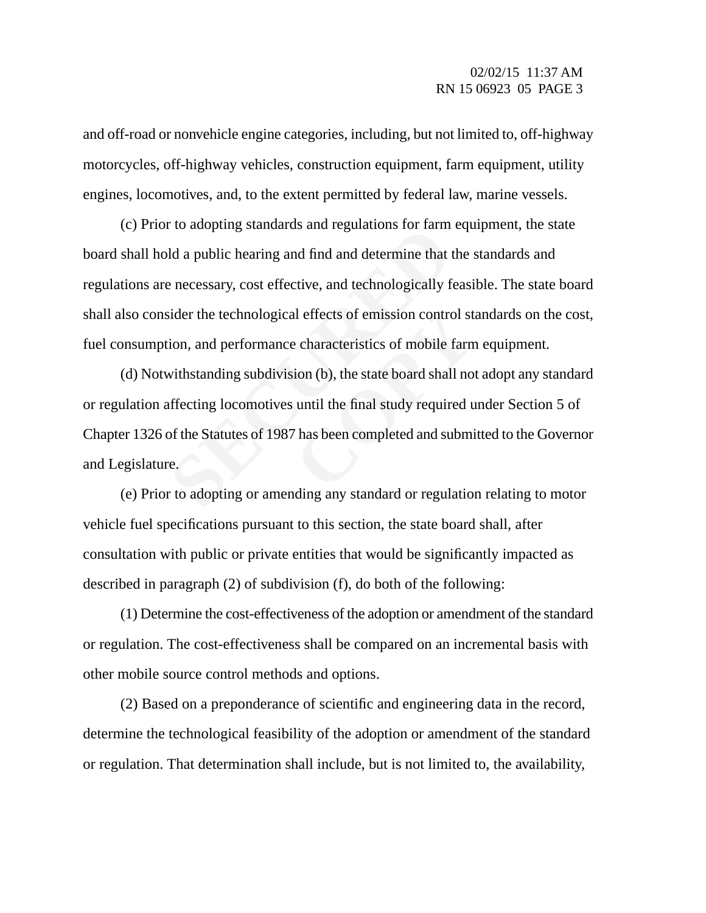and off-road or nonvehicle engine categories, including, but not limited to, off-highway motorcycles, off-highway vehicles, construction equipment, farm equipment, utility engines, locomotives, and, to the extent permitted by federal law, marine vessels.

(c) Prior to adopting standards and regulations for farm equipment, the state board shall hold a public hearing and find and determine that the standards and regulations are necessary, cost effective, and technologically feasible. The state board shall also consider the technological effects of emission control standards on the cost, fuel consumption, and performance characteristics of mobile farm equipment.

(d) Notwithstanding subdivision (b), the state board shall not adopt any standard or regulation affecting locomotives until the final study required under Section 5 of Chapter 1326 of the Statutes of 1987 has been completed and submitted to the Governor and Legislature.

(e) Prior to adopting or amending any standard or regulation relating to motor vehicle fuel specifications pursuant to this section, the state board shall, after consultation with public or private entities that would be significantly impacted as described in paragraph (2) of subdivision (f), do both of the following:

(1) Determine the cost-effectiveness of the adoption or amendment of the standard or regulation. The cost-effectiveness shall be compared on an incremental basis with other mobile source control methods and options.

(2) Based on a preponderance of scientific and engineering data in the record, determine the technological feasibility of the adoption or amendment of the standard or regulation. That determination shall include, but is not limited to, the availability,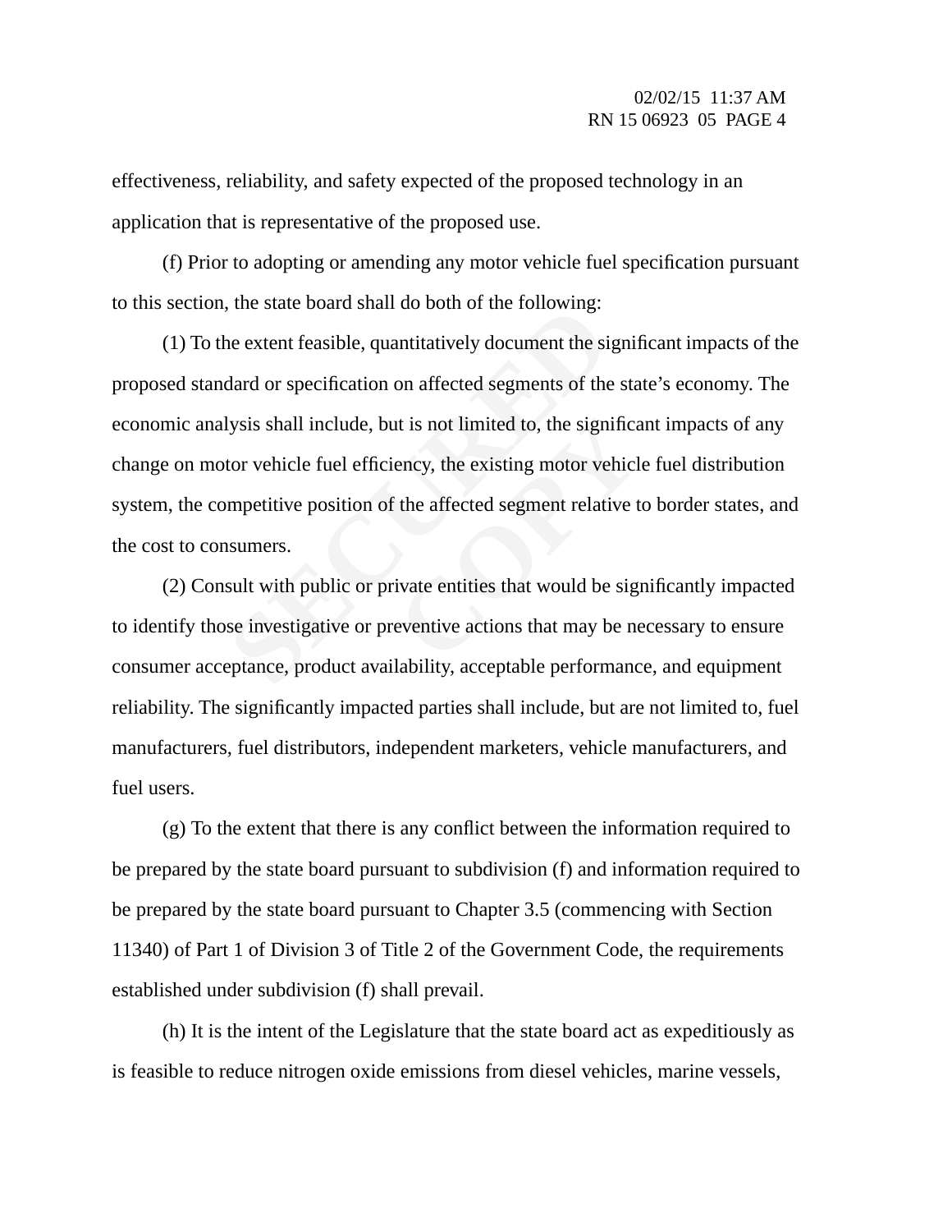effectiveness, reliability, and safety expected of the proposed technology in an application that is representative of the proposed use.

(f) Prior to adopting or amending any motor vehicle fuel specification pursuant to this section, the state board shall do both of the following:

(1) To the extent feasible, quantitatively document the significant impacts of the proposed standard or specification on affected segments of the state's economy. The economic analysis shall include, but is not limited to, the significant impacts of any change on motor vehicle fuel efficiency, the existing motor vehicle fuel distribution system, the competitive position of the affected segment relative to border states, and the cost to consumers.

(2) Consult with public or private entities that would be significantly impacted to identify those investigative or preventive actions that may be necessary to ensure consumer acceptance, product availability, acceptable performance, and equipment reliability. The significantly impacted parties shall include, but are not limited to, fuel manufacturers, fuel distributors, independent marketers, vehicle manufacturers, and fuel users.

(g) To the extent that there is any conflict between the information required to be prepared by the state board pursuant to subdivision (f) and information required to be prepared by the state board pursuant to Chapter 3.5 (commencing with Section 11340) of Part 1 of Division 3 of Title 2 of the Government Code, the requirements established under subdivision (f) shall prevail.

(h) It is the intent of the Legislature that the state board act as expeditiously as is feasible to reduce nitrogen oxide emissions from diesel vehicles, marine vessels,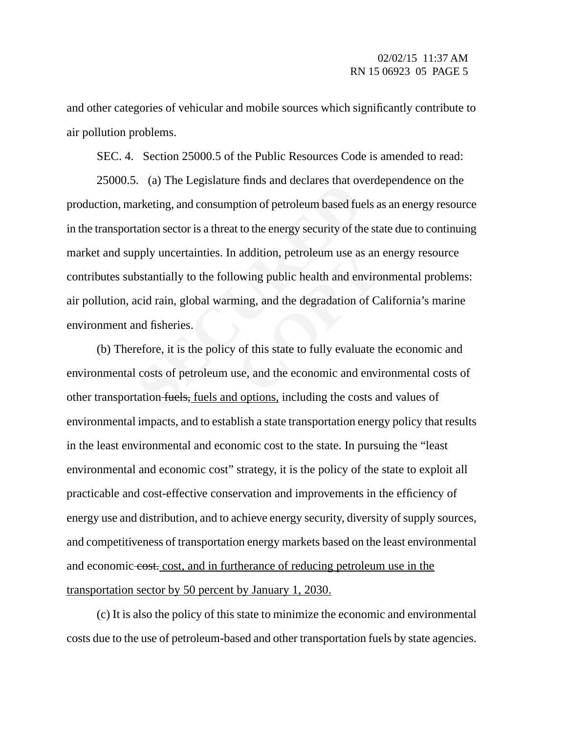and other categories of vehicular and mobile sources which significantly contribute to air pollution problems.

SEC. 4. Section 25000.5 of the Public Resources Code is amended to read:

25000.5. (a) The Legislature finds and declares that overdependence on the production, marketing, and consumption of petroleum based fuels as an energy resource in the transportation sector is a threat to the energy security of the state due to continuing market and supply uncertainties. In addition, petroleum use as an energy resource contributes substantially to the following public health and environmental problems: air pollution, acid rain, global warming, and the degradation of California's marine environment and fisheries.

(b) Therefore, it is the policy of this state to fully evaluate the economic and environmental costs of petroleum use, and the economic and environmental costs of other transportation ~~fuels,~~ fuels and options, including the costs and values of environmental impacts, and to establish a state transportation energy policy that results in the least environmental and economic cost to the state. In pursuing the "least environmental and economic cost" strategy, it is the policy of the state to exploit all practicable and cost-effective conservation and improvements in the efficiency of energy use and distribution, and to achieve energy security, diversity of supply sources, and competitiveness of transportation energy markets based on the least environmental and economic ~~cost.~~ cost, and in furtherance of reducing petroleum use in the transportation sector by 50 percent by January 1, 2030.

(c) It is also the policy of this state to minimize the economic and environmental costs due to the use of petroleum-based and other transportation fuels by state agencies.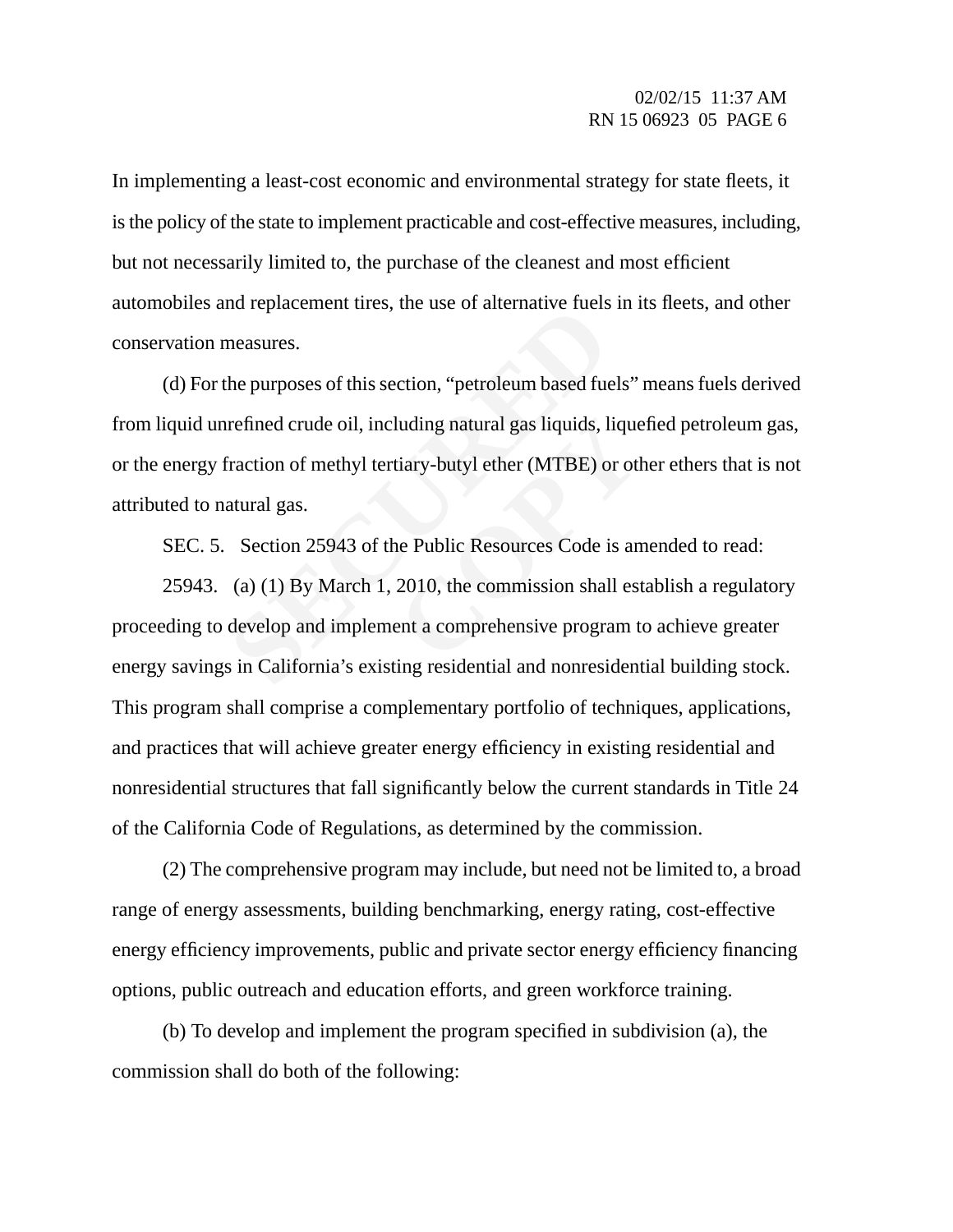In implementing a least-cost economic and environmental strategy for state fleets, it is the policy of the state to implement practicable and cost-effective measures, including, but not necessarily limited to, the purchase of the cleanest and most efficient automobiles and replacement tires, the use of alternative fuels in its fleets, and other conservation measures.

(d) For the purposes of this section, "petroleum based fuels" means fuels derived from liquid unrefined crude oil, including natural gas liquids, liquefied petroleum gas, or the energy fraction of methyl tertiary-butyl ether (MTBE) or other ethers that is not attributed to natural gas.

SEC. 5. Section 25943 of the Public Resources Code is amended to read:

25943. (a) (1) By March 1, 2010, the commission shall establish a regulatory proceeding to develop and implement a comprehensive program to achieve greater energy savings in California's existing residential and nonresidential building stock. This program shall comprise a complementary portfolio of techniques, applications, and practices that will achieve greater energy efficiency in existing residential and nonresidential structures that fall significantly below the current standards in Title 24 of the California Code of Regulations, as determined by the commission.

(2) The comprehensive program may include, but need not be limited to, a broad range of energy assessments, building benchmarking, energy rating, cost-effective energy efficiency improvements, public and private sector energy efficiency financing options, public outreach and education efforts, and green workforce training.

(b) To develop and implement the program specified in subdivision (a), the commission shall do both of the following: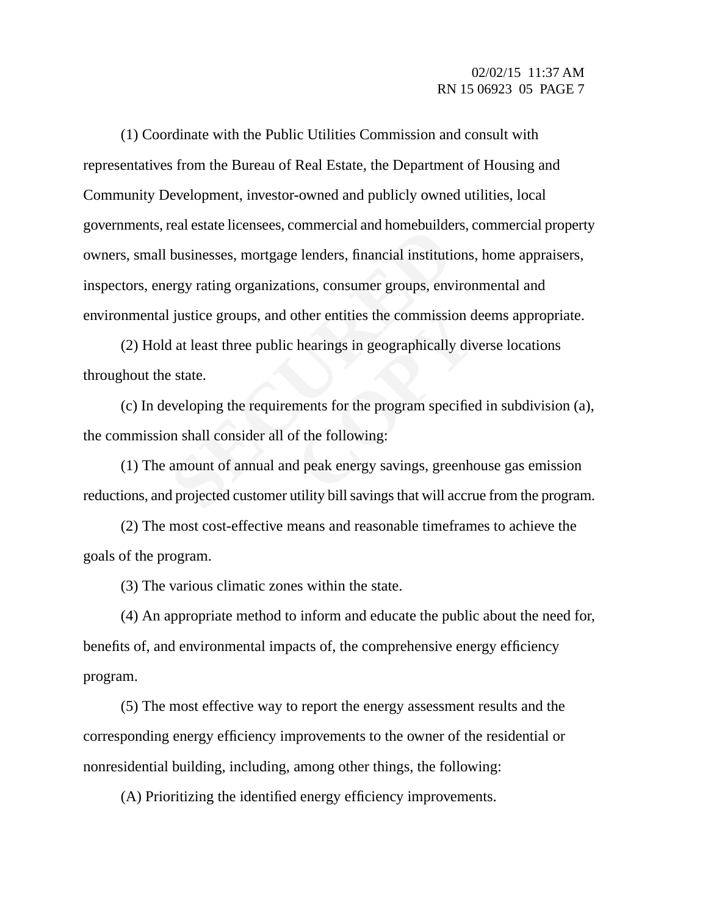(1) Coordinate with the Public Utilities Commission and consult with representatives from the Bureau of Real Estate, the Department of Housing and Community Development, investor-owned and publicly owned utilities, local governments, real estate licensees, commercial and homebuilders, commercial property owners, small businesses, mortgage lenders, financial institutions, home appraisers, inspectors, energy rating organizations, consumer groups, environmental and environmental justice groups, and other entities the commission deems appropriate.

(2) Hold at least three public hearings in geographically diverse locations throughout the state.

(c) In developing the requirements for the program specified in subdivision (a), the commission shall consider all of the following:

(1) The amount of annual and peak energy savings, greenhouse gas emission reductions, and projected customer utility bill savings that will accrue from the program.

(2) The most cost-effective means and reasonable timeframes to achieve the goals of the program.

(3) The various climatic zones within the state.

(4) An appropriate method to inform and educate the public about the need for, benefits of, and environmental impacts of, the comprehensive energy efficiency program.

(5) The most effective way to report the energy assessment results and the corresponding energy efficiency improvements to the owner of the residential or nonresidential building, including, among other things, the following:

(A) Prioritizing the identified energy efficiency improvements.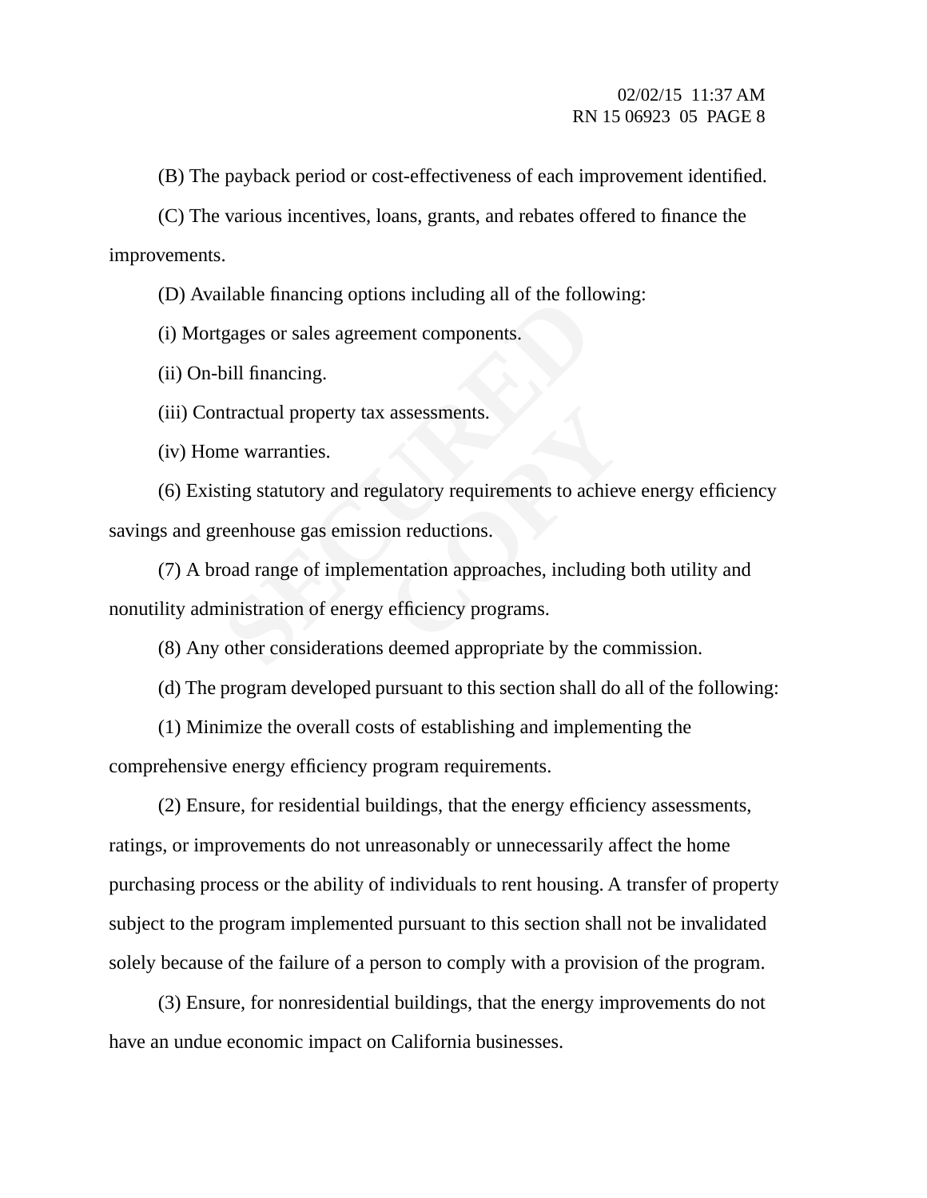(B) The payback period or cost-effectiveness of each improvement identified.

(C) The various incentives, loans, grants, and rebates offered to finance the improvements.

(D) Available financing options including all of the following:

(i) Mortgages or sales agreement components.

(ii) On-bill financing.

(iii) Contractual property tax assessments.

(iv) Home warranties.

(6) Existing statutory and regulatory requirements to achieve energy efficiency savings and greenhouse gas emission reductions.

(7) A broad range of implementation approaches, including both utility and nonutility administration of energy efficiency programs.

(8) Any other considerations deemed appropriate by the commission.

(d) The program developed pursuant to this section shall do all of the following:

(1) Minimize the overall costs of establishing and implementing the comprehensive energy efficiency program requirements.

(2) Ensure, for residential buildings, that the energy efficiency assessments, ratings, or improvements do not unreasonably or unnecessarily affect the home purchasing process or the ability of individuals to rent housing. A transfer of property subject to the program implemented pursuant to this section shall not be invalidated solely because of the failure of a person to comply with a provision of the program.

(3) Ensure, for nonresidential buildings, that the energy improvements do not have an undue economic impact on California businesses.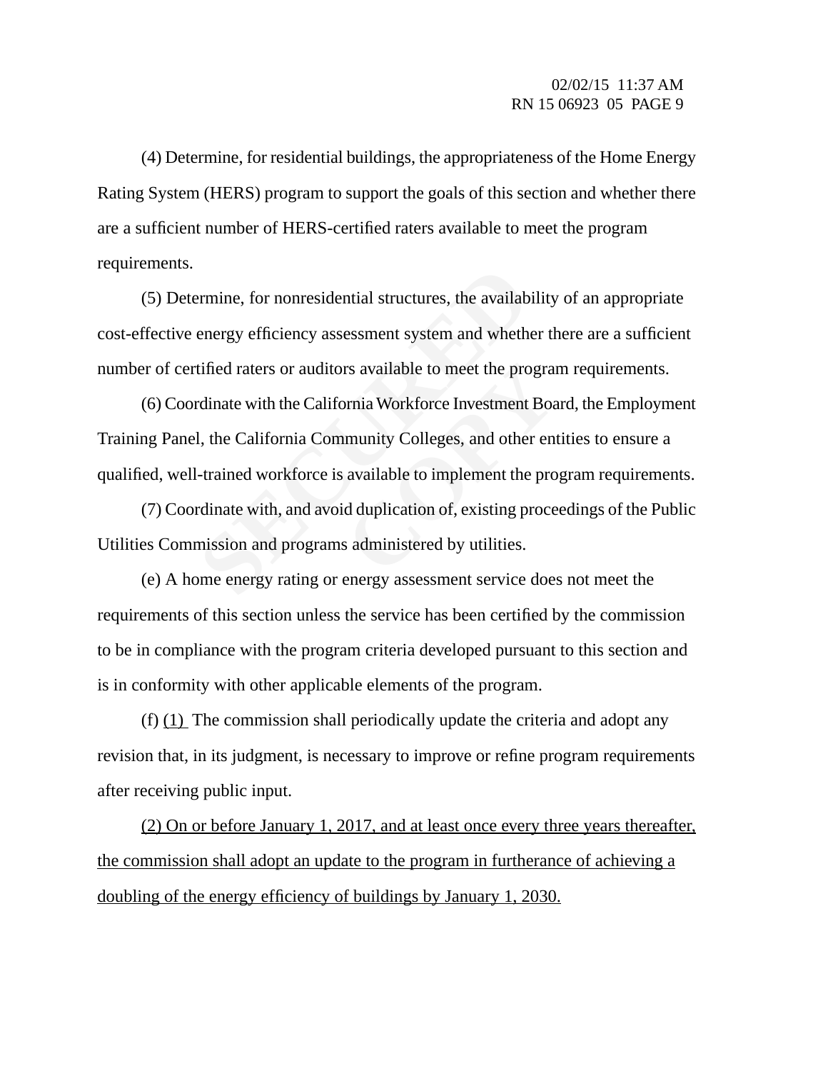(4) Determine, for residential buildings, the appropriateness of the Home Energy Rating System (HERS) program to support the goals of this section and whether there are a sufficient number of HERS-certified raters available to meet the program requirements.

(5) Determine, for nonresidential structures, the availability of an appropriate cost-effective energy efficiency assessment system and whether there are a sufficient number of certified raters or auditors available to meet the program requirements.

(6) Coordinate with the California Workforce Investment Board, the Employment Training Panel, the California Community Colleges, and other entities to ensure a qualified, well-trained workforce is available to implement the program requirements.

(7) Coordinate with, and avoid duplication of, existing proceedings of the Public Utilities Commission and programs administered by utilities.

(e) A home energy rating or energy assessment service does not meet the requirements of this section unless the service has been certified by the commission to be in compliance with the program criteria developed pursuant to this section and is in conformity with other applicable elements of the program.

(f) <u>(1)</u> The commission shall periodically update the criteria and adopt any revision that, in its judgment, is necessary to improve or refine program requirements after receiving public input.

<u>(2) On or before January 1, 2017, and at least once every three years thereafter, the commission shall adopt an update to the program in furtherance of achieving a doubling of the energy efficiency of buildings by January 1, 2030.</u>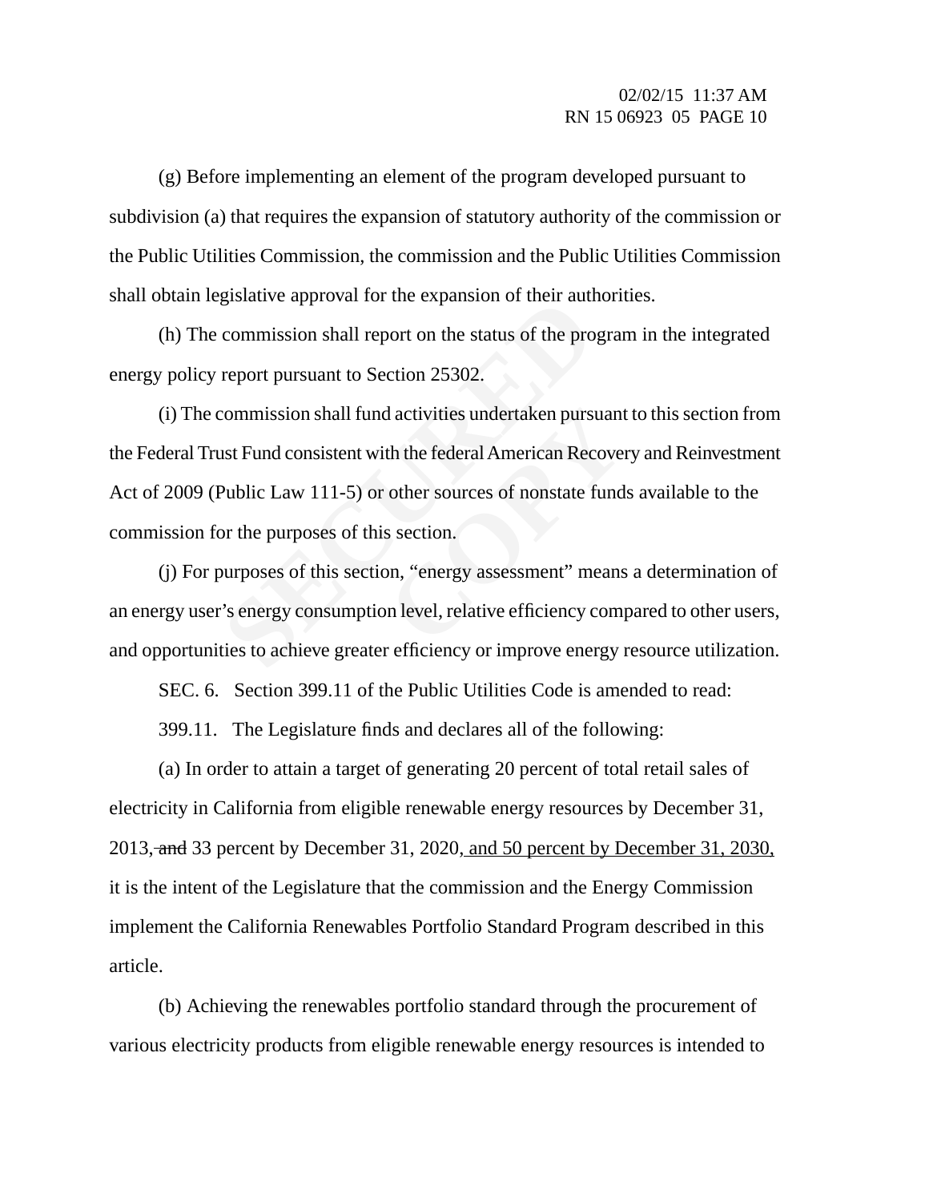(g) Before implementing an element of the program developed pursuant to subdivision (a) that requires the expansion of statutory authority of the commission or the Public Utilities Commission, the commission and the Public Utilities Commission shall obtain legislative approval for the expansion of their authorities.

(h) The commission shall report on the status of the program in the integrated energy policy report pursuant to Section 25302.

(i) The commission shall fund activities undertaken pursuant to this section from the Federal Trust Fund consistent with the federal American Recovery and Reinvestment Act of 2009 (Public Law 111-5) or other sources of nonstate funds available to the commission for the purposes of this section.

(j) For purposes of this section, "energy assessment" means a determination of an energy user's energy consumption level, relative efficiency compared to other users, and opportunities to achieve greater efficiency or improve energy resource utilization.

SEC. 6. Section 399.11 of the Public Utilities Code is amended to read:

399.11. The Legislature finds and declares all of the following:

(a) In order to attain a target of generating 20 percent of total retail sales of electricity in California from eligible renewable energy resources by December 31, 2013, ~~and~~ 33 percent by December 31, 2020, and 50 percent by December 31, 2030, it is the intent of the Legislature that the commission and the Energy Commission implement the California Renewables Portfolio Standard Program described in this article.

(b) Achieving the renewables portfolio standard through the procurement of various electricity products from eligible renewable energy resources is intended to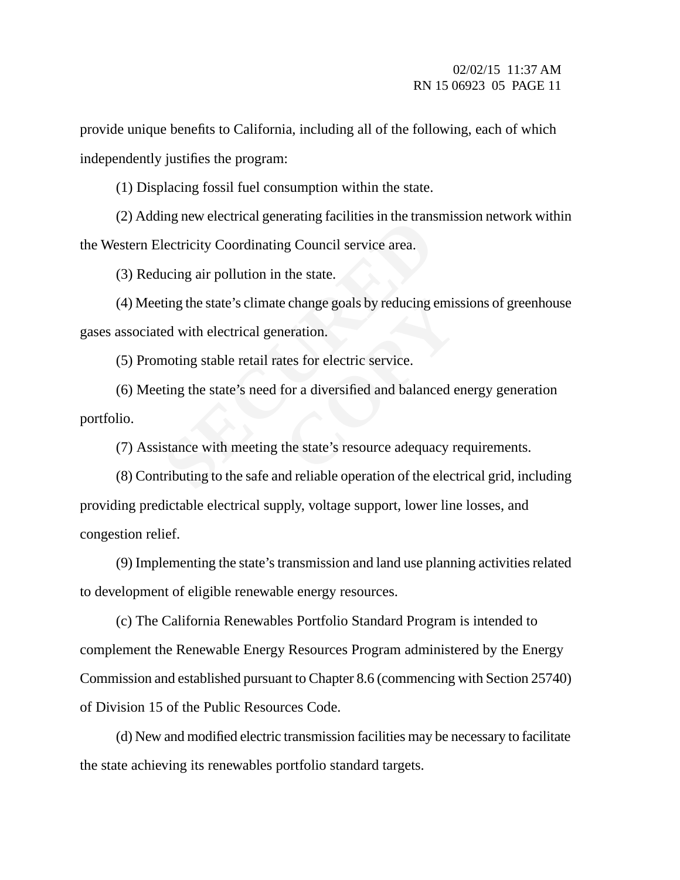provide unique benefits to California, including all of the following, each of which independently justifies the program:

(1) Displacing fossil fuel consumption within the state.

(2) Adding new electrical generating facilities in the transmission network within the Western Electricity Coordinating Council service area.

(3) Reducing air pollution in the state.

(4) Meeting the state's climate change goals by reducing emissions of greenhouse gases associated with electrical generation.

(5) Promoting stable retail rates for electric service.

(6) Meeting the state's need for a diversified and balanced energy generation portfolio.

(7) Assistance with meeting the state's resource adequacy requirements.

(8) Contributing to the safe and reliable operation of the electrical grid, including providing predictable electrical supply, voltage support, lower line losses, and congestion relief.

(9) Implementing the state's transmission and land use planning activities related to development of eligible renewable energy resources.

(c) The California Renewables Portfolio Standard Program is intended to complement the Renewable Energy Resources Program administered by the Energy Commission and established pursuant to Chapter 8.6 (commencing with Section 25740) of Division 15 of the Public Resources Code.

(d) New and modified electric transmission facilities may be necessary to facilitate the state achieving its renewables portfolio standard targets.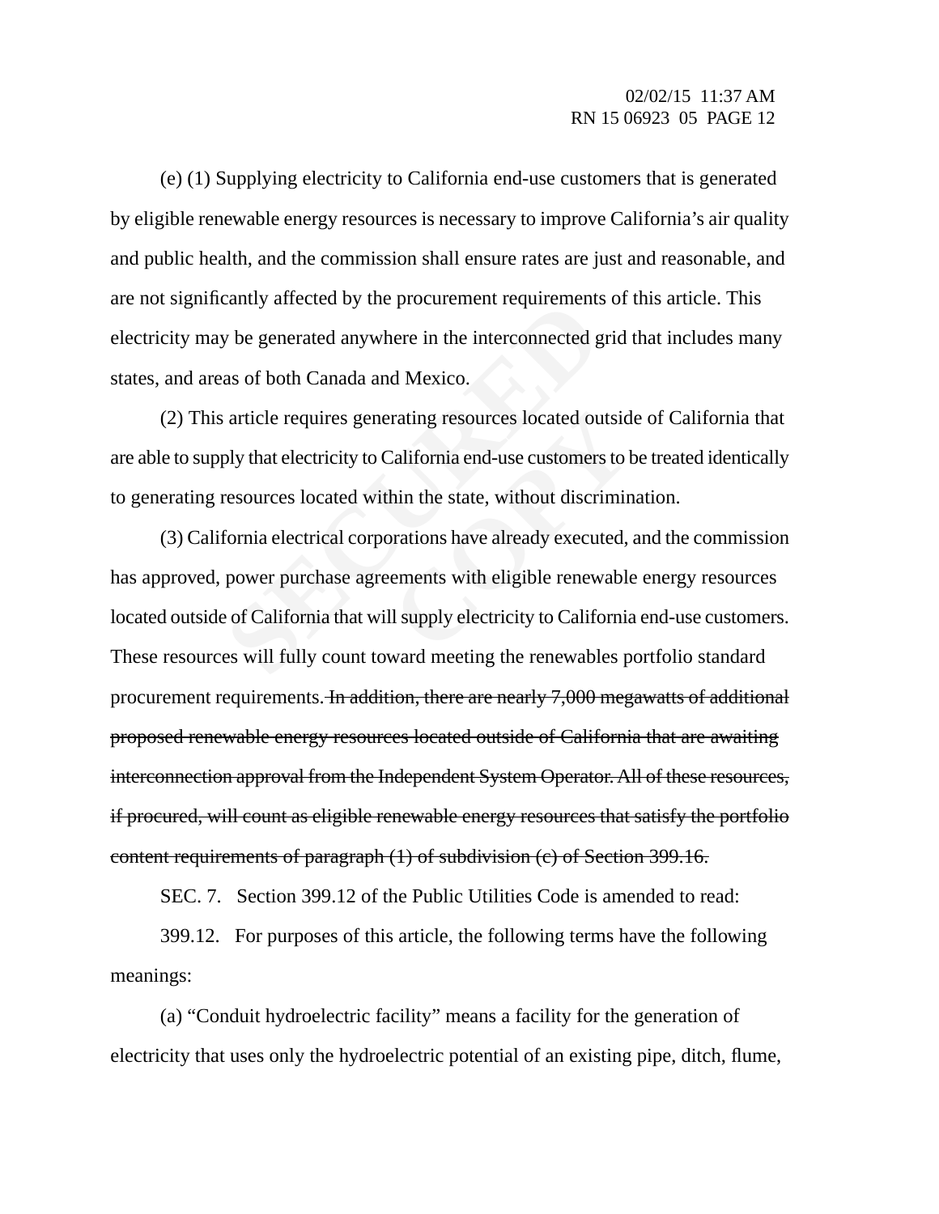(e) (1) Supplying electricity to California end-use customers that is generated by eligible renewable energy resources is necessary to improve California's air quality and public health, and the commission shall ensure rates are just and reasonable, and are not significantly affected by the procurement requirements of this article. This electricity may be generated anywhere in the interconnected grid that includes many states, and areas of both Canada and Mexico.

(2) This article requires generating resources located outside of California that are able to supply that electricity to California end-use customers to be treated identically to generating resources located within the state, without discrimination.

(3) California electrical corporations have already executed, and the commission has approved, power purchase agreements with eligible renewable energy resources located outside of California that will supply electricity to California end-use customers. These resources will fully count toward meeting the renewables portfolio standard procurement requirements. ~~In addition, there are nearly 7,000 megawatts of additional proposed renewable energy resources located outside of California that are awaiting interconnection approval from the Independent System Operator. All of these resources, if procured, will count as eligible renewable energy resources that satisfy the portfolio content requirements of paragraph (1) of subdivision (c) of Section 399.16.~~

SEC. 7. Section 399.12 of the Public Utilities Code is amended to read:

399.12. For purposes of this article, the following terms have the following meanings:

(a) "Conduit hydroelectric facility" means a facility for the generation of electricity that uses only the hydroelectric potential of an existing pipe, ditch, flume,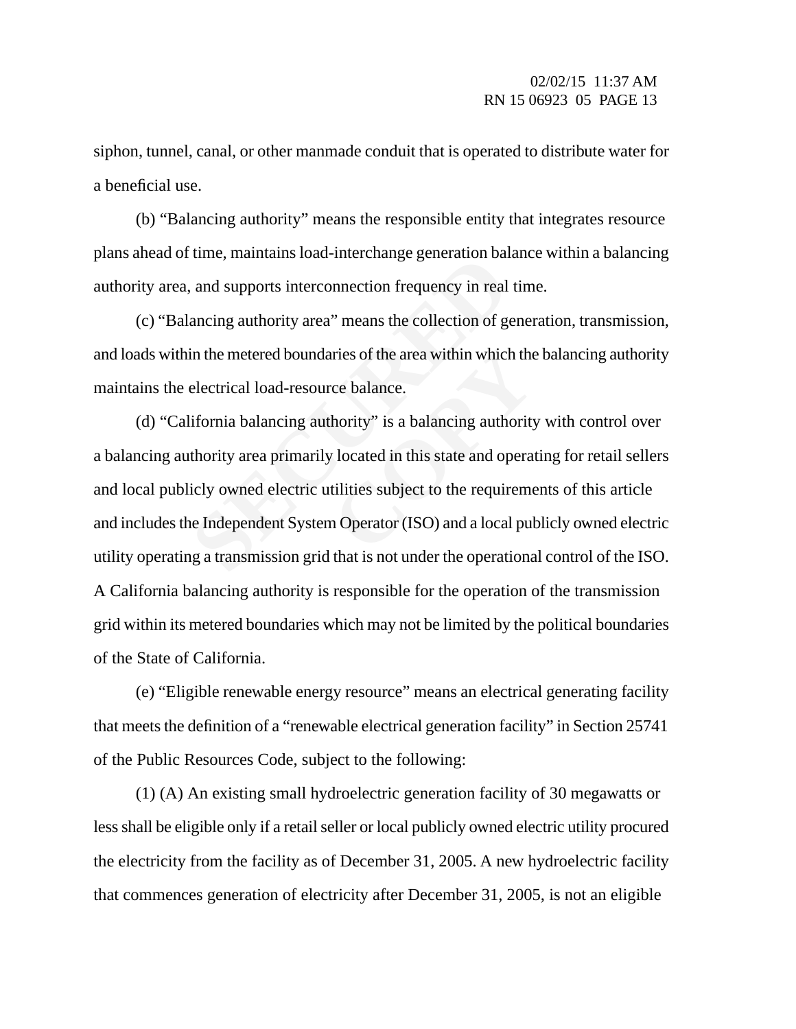siphon, tunnel, canal, or other manmade conduit that is operated to distribute water for a beneficial use.

(b) "Balancing authority" means the responsible entity that integrates resource plans ahead of time, maintains load-interchange generation balance within a balancing authority area, and supports interconnection frequency in real time.

(c) "Balancing authority area" means the collection of generation, transmission, and loads within the metered boundaries of the area within which the balancing authority maintains the electrical load-resource balance.

(d) "California balancing authority" is a balancing authority with control over a balancing authority area primarily located in this state and operating for retail sellers and local publicly owned electric utilities subject to the requirements of this article and includes the Independent System Operator (ISO) and a local publicly owned electric utility operating a transmission grid that is not under the operational control of the ISO. A California balancing authority is responsible for the operation of the transmission grid within its metered boundaries which may not be limited by the political boundaries of the State of California.

(e) "Eligible renewable energy resource" means an electrical generating facility that meets the definition of a "renewable electrical generation facility" in Section 25741 of the Public Resources Code, subject to the following:

(1) (A) An existing small hydroelectric generation facility of 30 megawatts or less shall be eligible only if a retail seller or local publicly owned electric utility procured the electricity from the facility as of December 31, 2005. A new hydroelectric facility that commences generation of electricity after December 31, 2005, is not an eligible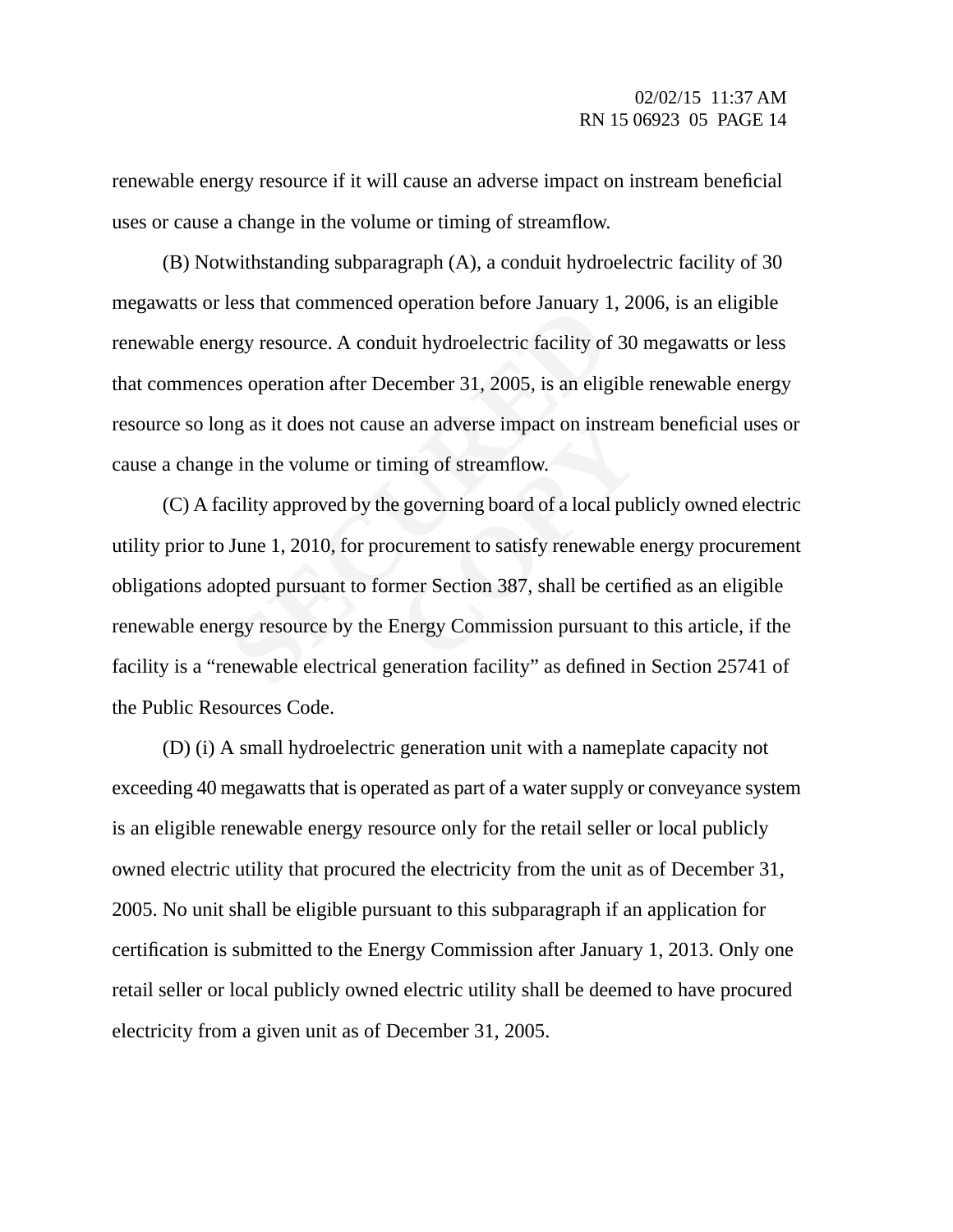renewable energy resource if it will cause an adverse impact on instream beneficial uses or cause a change in the volume or timing of streamflow.

(B) Notwithstanding subparagraph (A), a conduit hydroelectric facility of 30 megawatts or less that commenced operation before January 1, 2006, is an eligible renewable energy resource. A conduit hydroelectric facility of 30 megawatts or less that commences operation after December 31, 2005, is an eligible renewable energy resource so long as it does not cause an adverse impact on instream beneficial uses or cause a change in the volume or timing of streamflow.

(C) A facility approved by the governing board of a local publicly owned electric utility prior to June 1, 2010, for procurement to satisfy renewable energy procurement obligations adopted pursuant to former Section 387, shall be certified as an eligible renewable energy resource by the Energy Commission pursuant to this article, if the facility is a "renewable electrical generation facility" as defined in Section 25741 of the Public Resources Code.

(D) (i) A small hydroelectric generation unit with a nameplate capacity not exceeding 40 megawatts that is operated as part of a water supply or conveyance system is an eligible renewable energy resource only for the retail seller or local publicly owned electric utility that procured the electricity from the unit as of December 31, 2005. No unit shall be eligible pursuant to this subparagraph if an application for certification is submitted to the Energy Commission after January 1, 2013. Only one retail seller or local publicly owned electric utility shall be deemed to have procured electricity from a given unit as of December 31, 2005.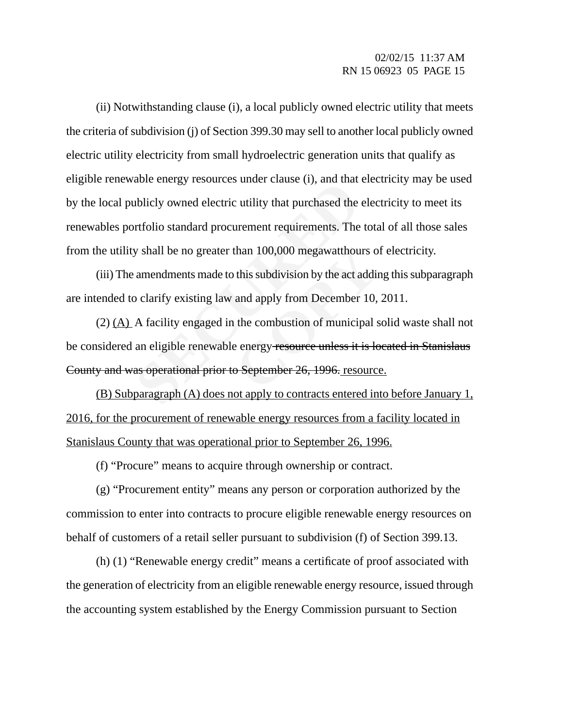(ii) Notwithstanding clause (i), a local publicly owned electric utility that meets the criteria of subdivision (j) of Section 399.30 may sell to another local publicly owned electric utility electricity from small hydroelectric generation units that qualify as eligible renewable energy resources under clause (i), and that electricity may be used by the local publicly owned electric utility that purchased the electricity to meet its renewables portfolio standard procurement requirements. The total of all those sales from the utility shall be no greater than 100,000 megawatthours of electricity.

(iii) The amendments made to this subdivision by the act adding this subparagraph are intended to clarify existing law and apply from December 10, 2011.

(2) <u>(A)</u> A facility engaged in the combustion of municipal solid waste shall not be considered an eligible renewable energy ~~resource unless it is located in Stanislaus County and was operational prior to September 26, 1996.~~ <u>resource.</u>

<u>(B) Subparagraph (A) does not apply to contracts entered into before January 1, 2016, for the procurement of renewable energy resources from a facility located in Stanislaus County that was operational prior to September 26, 1996.</u>

(f) “Procure” means to acquire through ownership or contract.

(g) “Procurement entity” means any person or corporation authorized by the commission to enter into contracts to procure eligible renewable energy resources on behalf of customers of a retail seller pursuant to subdivision (f) of Section 399.13.

(h) (1) “Renewable energy credit” means a certificate of proof associated with the generation of electricity from an eligible renewable energy resource, issued through the accounting system established by the Energy Commission pursuant to Section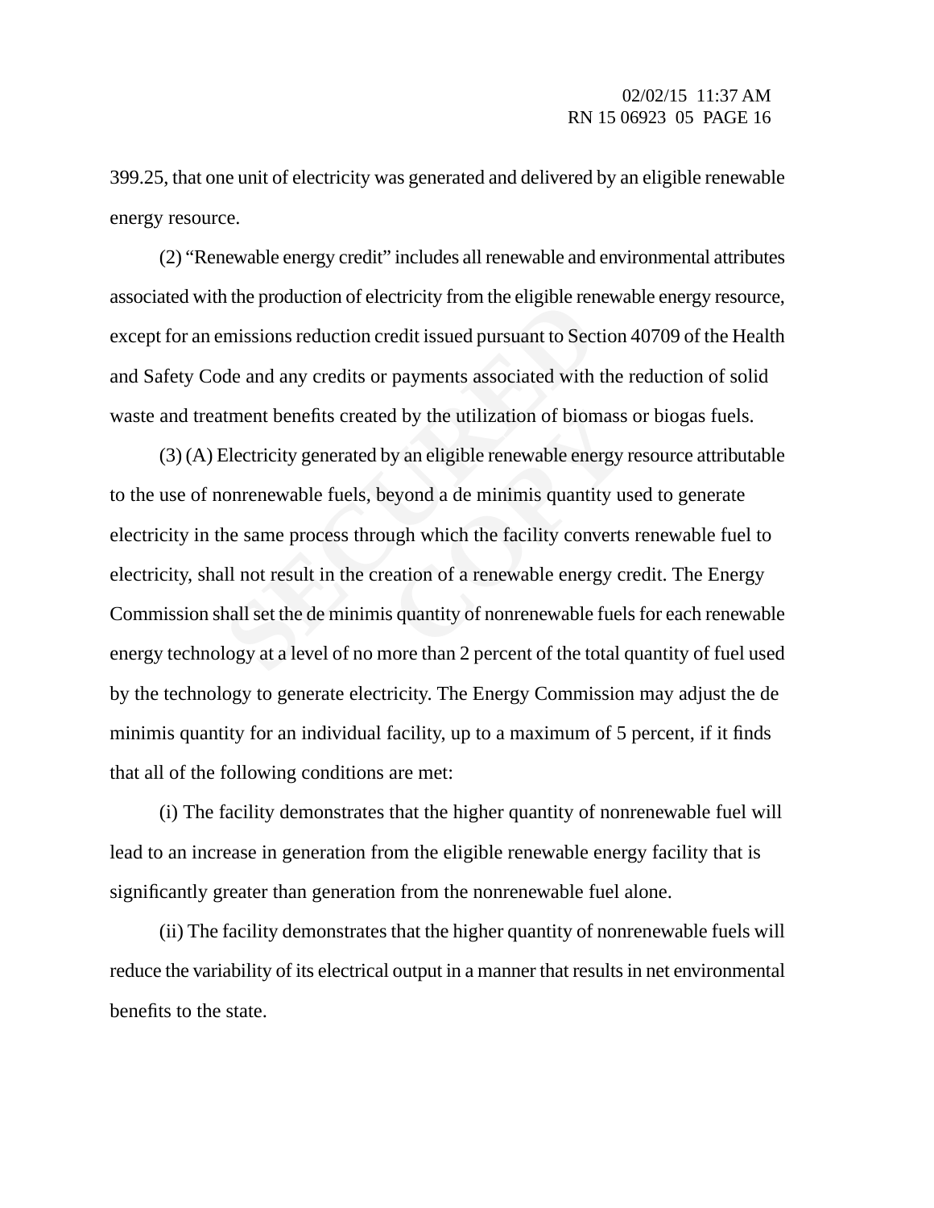399.25, that one unit of electricity was generated and delivered by an eligible renewable energy resource.

(2) "Renewable energy credit" includes all renewable and environmental attributes associated with the production of electricity from the eligible renewable energy resource, except for an emissions reduction credit issued pursuant to Section 40709 of the Health and Safety Code and any credits or payments associated with the reduction of solid waste and treatment benefits created by the utilization of biomass or biogas fuels.

(3) (A) Electricity generated by an eligible renewable energy resource attributable to the use of nonrenewable fuels, beyond a de minimis quantity used to generate electricity in the same process through which the facility converts renewable fuel to electricity, shall not result in the creation of a renewable energy credit. The Energy Commission shall set the de minimis quantity of nonrenewable fuels for each renewable energy technology at a level of no more than 2 percent of the total quantity of fuel used by the technology to generate electricity. The Energy Commission may adjust the de minimis quantity for an individual facility, up to a maximum of 5 percent, if it finds that all of the following conditions are met:

(i) The facility demonstrates that the higher quantity of nonrenewable fuel will lead to an increase in generation from the eligible renewable energy facility that is significantly greater than generation from the nonrenewable fuel alone.

(ii) The facility demonstrates that the higher quantity of nonrenewable fuels will reduce the variability of its electrical output in a manner that results in net environmental benefits to the state.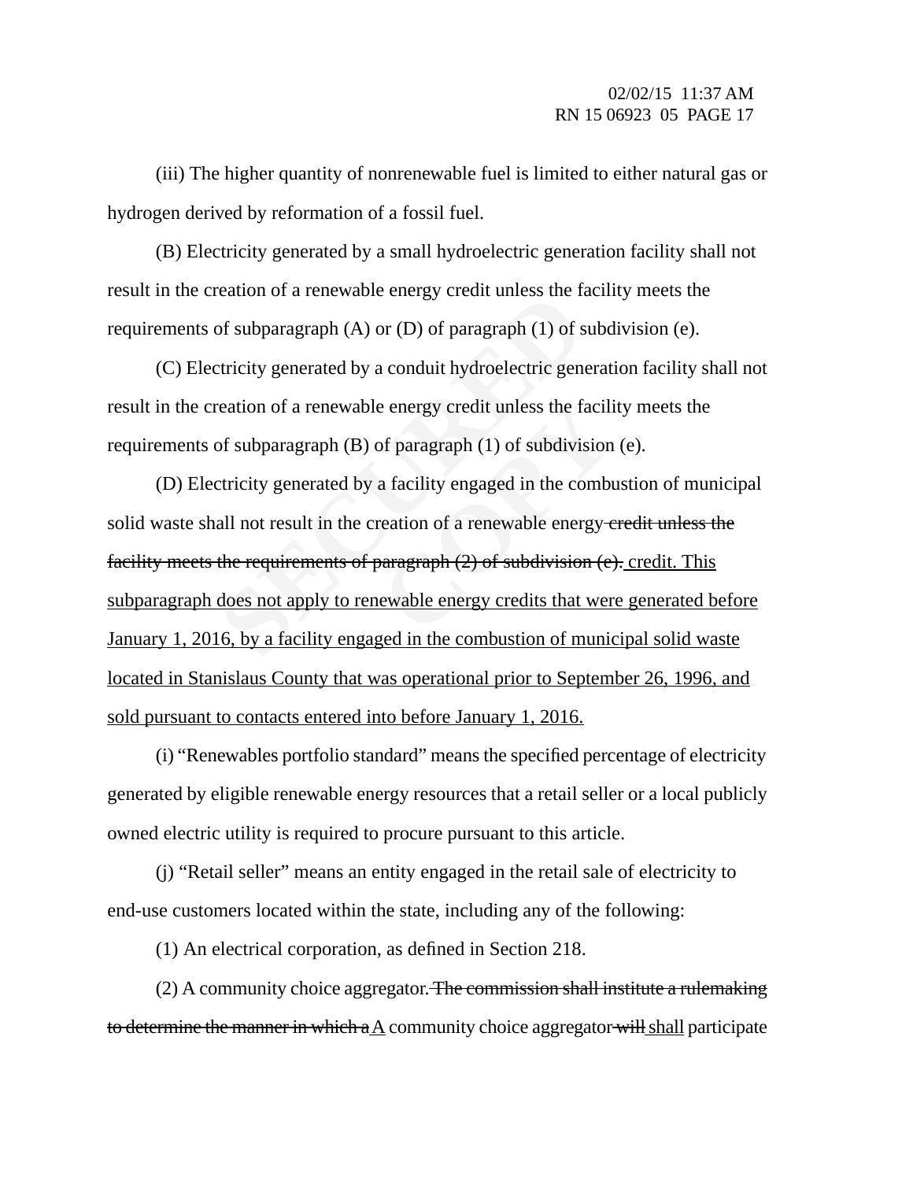(iii) The higher quantity of nonrenewable fuel is limited to either natural gas or hydrogen derived by reformation of a fossil fuel.

(B) Electricity generated by a small hydroelectric generation facility shall not result in the creation of a renewable energy credit unless the facility meets the requirements of subparagraph (A) or (D) of paragraph (1) of subdivision (e).

(C) Electricity generated by a conduit hydroelectric generation facility shall not result in the creation of a renewable energy credit unless the facility meets the requirements of subparagraph (B) of paragraph (1) of subdivision (e).

(D) Electricity generated by a facility engaged in the combustion of municipal solid waste shall not result in the creation of a renewable energy ~~credit unless the facility meets the requirements of paragraph (2) of subdivision (e).~~ <u>credit. This subparagraph does not apply to renewable energy credits that were generated before January 1, 2016, by a facility engaged in the combustion of municipal solid waste located in Stanislaus County that was operational prior to September 26, 1996, and sold pursuant to contacts entered into before January 1, 2016.</u>

(i) "Renewables portfolio standard" means the specified percentage of electricity generated by eligible renewable energy resources that a retail seller or a local publicly owned electric utility is required to procure pursuant to this article.

(j) "Retail seller" means an entity engaged in the retail sale of electricity to end-use customers located within the state, including any of the following:

(1) An electrical corporation, as defined in Section 218.

(2) A community choice aggregator. ~~The commission shall institute a rulemaking to determine the manner in which a~~ <u>A</u> community choice aggregator ~~will~~ <u>shall</u> participate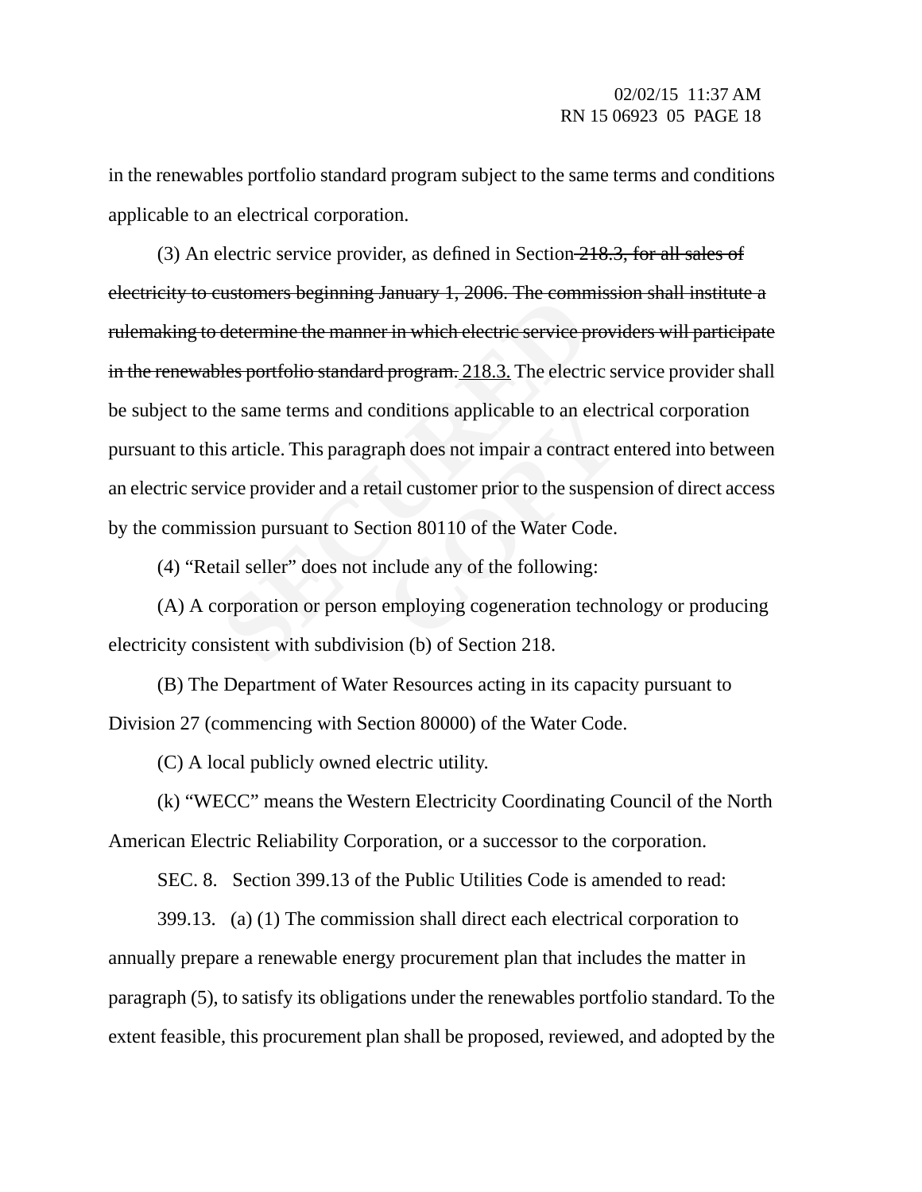in the renewables portfolio standard program subject to the same terms and conditions applicable to an electrical corporation.

(3) An electric service provider, as defined in Section ~~218.3, for all sales of electricity to customers beginning January 1, 2006. The commission shall institute a rulemaking to determine the manner in which electric service providers will participate in the renewables portfolio standard program.~~ 218.3. The electric service provider shall be subject to the same terms and conditions applicable to an electrical corporation pursuant to this article. This paragraph does not impair a contract entered into between an electric service provider and a retail customer prior to the suspension of direct access by the commission pursuant to Section 80110 of the Water Code.

(4) "Retail seller" does not include any of the following:

(A) A corporation or person employing cogeneration technology or producing electricity consistent with subdivision (b) of Section 218.

(B) The Department of Water Resources acting in its capacity pursuant to Division 27 (commencing with Section 80000) of the Water Code.

(C) A local publicly owned electric utility.

(k) "WECC" means the Western Electricity Coordinating Council of the North American Electric Reliability Corporation, or a successor to the corporation.

SEC. 8. Section 399.13 of the Public Utilities Code is amended to read:

399.13. (a) (1) The commission shall direct each electrical corporation to annually prepare a renewable energy procurement plan that includes the matter in paragraph (5), to satisfy its obligations under the renewables portfolio standard. To the extent feasible, this procurement plan shall be proposed, reviewed, and adopted by the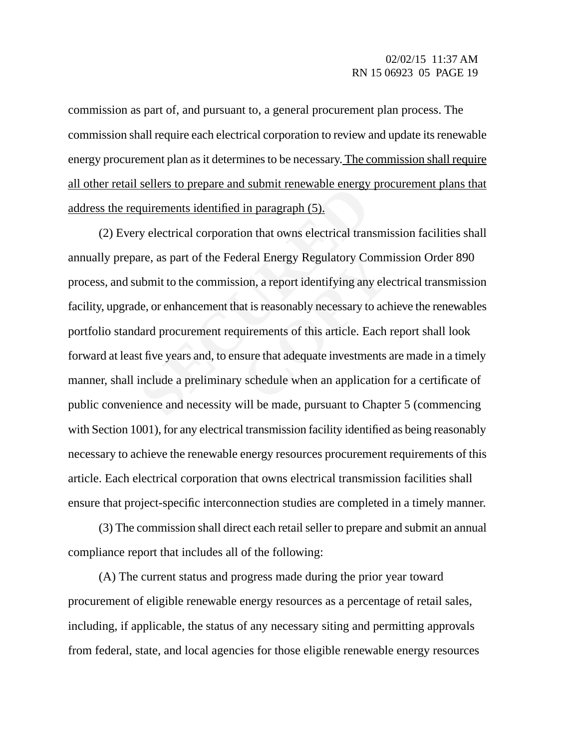commission as part of, and pursuant to, a general procurement plan process. The commission shall require each electrical corporation to review and update its renewable energy procurement plan as it determines to be necessary. The commission shall require all other retail sellers to prepare and submit renewable energy procurement plans that address the requirements identified in paragraph (5).

(2) Every electrical corporation that owns electrical transmission facilities shall annually prepare, as part of the Federal Energy Regulatory Commission Order 890 process, and submit to the commission, a report identifying any electrical transmission facility, upgrade, or enhancement that is reasonably necessary to achieve the renewables portfolio standard procurement requirements of this article. Each report shall look forward at least five years and, to ensure that adequate investments are made in a timely manner, shall include a preliminary schedule when an application for a certificate of public convenience and necessity will be made, pursuant to Chapter 5 (commencing with Section 1001), for any electrical transmission facility identified as being reasonably necessary to achieve the renewable energy resources procurement requirements of this article. Each electrical corporation that owns electrical transmission facilities shall ensure that project-specific interconnection studies are completed in a timely manner.

(3) The commission shall direct each retail seller to prepare and submit an annual compliance report that includes all of the following:

(A) The current status and progress made during the prior year toward procurement of eligible renewable energy resources as a percentage of retail sales, including, if applicable, the status of any necessary siting and permitting approvals from federal, state, and local agencies for those eligible renewable energy resources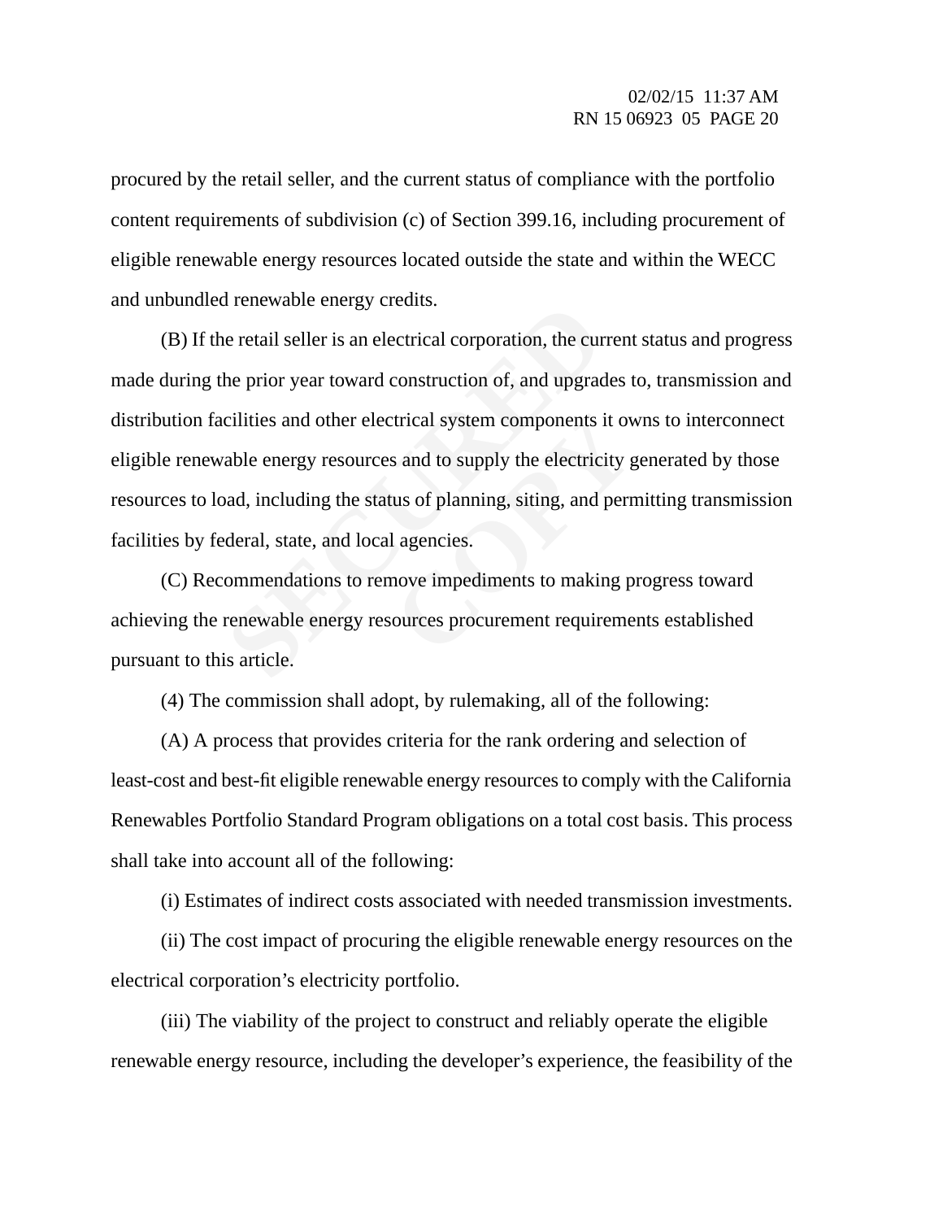procured by the retail seller, and the current status of compliance with the portfolio content requirements of subdivision (c) of Section 399.16, including procurement of eligible renewable energy resources located outside the state and within the WECC and unbundled renewable energy credits.

(B) If the retail seller is an electrical corporation, the current status and progress made during the prior year toward construction of, and upgrades to, transmission and distribution facilities and other electrical system components it owns to interconnect eligible renewable energy resources and to supply the electricity generated by those resources to load, including the status of planning, siting, and permitting transmission facilities by federal, state, and local agencies.

(C) Recommendations to remove impediments to making progress toward achieving the renewable energy resources procurement requirements established pursuant to this article.

(4) The commission shall adopt, by rulemaking, all of the following:

(A) A process that provides criteria for the rank ordering and selection of least-cost and best-fit eligible renewable energy resources to comply with the California Renewables Portfolio Standard Program obligations on a total cost basis. This process shall take into account all of the following:

(i) Estimates of indirect costs associated with needed transmission investments.

(ii) The cost impact of procuring the eligible renewable energy resources on the electrical corporation's electricity portfolio.

(iii) The viability of the project to construct and reliably operate the eligible renewable energy resource, including the developer's experience, the feasibility of the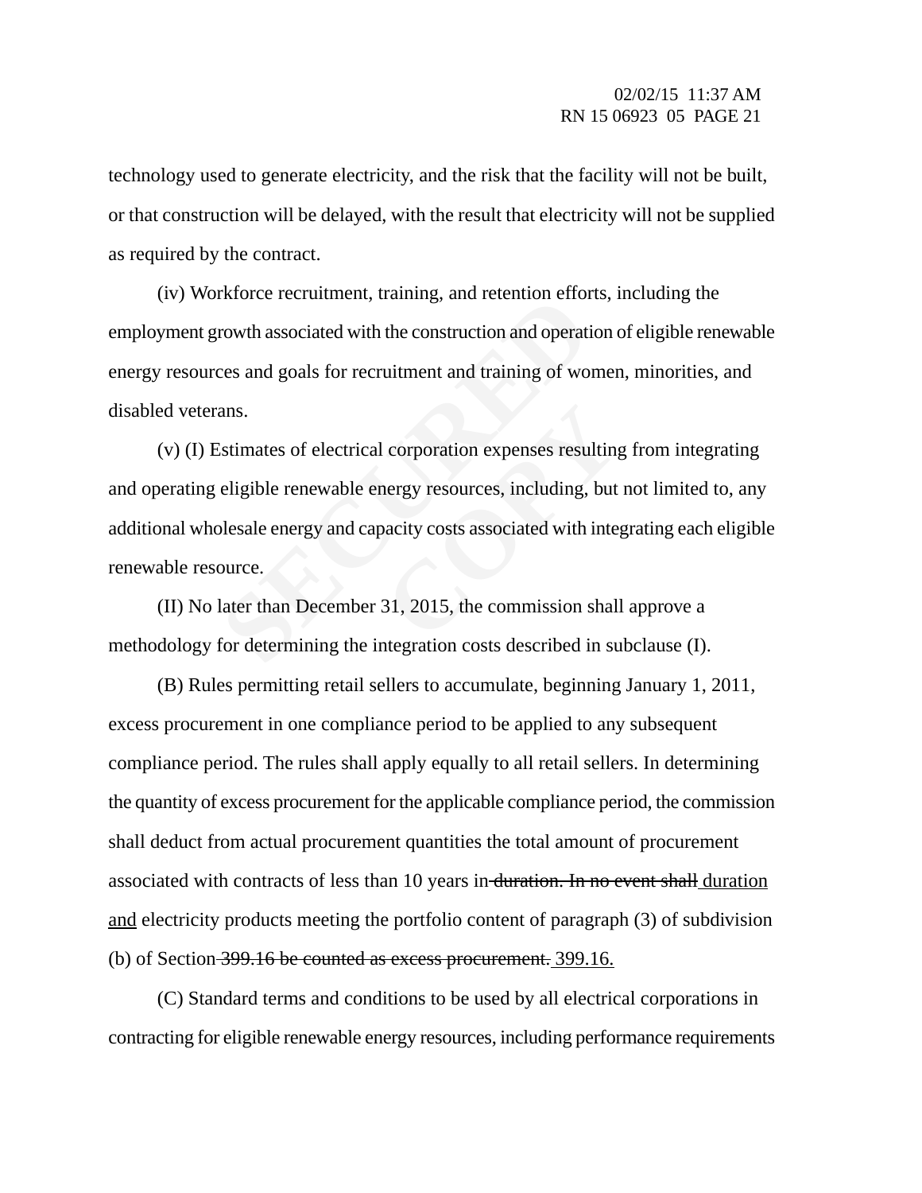technology used to generate electricity, and the risk that the facility will not be built, or that construction will be delayed, with the result that electricity will not be supplied as required by the contract.

(iv) Workforce recruitment, training, and retention efforts, including the employment growth associated with the construction and operation of eligible renewable energy resources and goals for recruitment and training of women, minorities, and disabled veterans.

(v) (I) Estimates of electrical corporation expenses resulting from integrating and operating eligible renewable energy resources, including, but not limited to, any additional wholesale energy and capacity costs associated with integrating each eligible renewable resource.

(II) No later than December 31, 2015, the commission shall approve a methodology for determining the integration costs described in subclause (I).

(B) Rules permitting retail sellers to accumulate, beginning January 1, 2011, excess procurement in one compliance period to be applied to any subsequent compliance period. The rules shall apply equally to all retail sellers. In determining the quantity of excess procurement for the applicable compliance period, the commission shall deduct from actual procurement quantities the total amount of procurement associated with contracts of less than 10 years in ~~duration. In no event shall~~ <u>duration and</u> electricity products meeting the portfolio content of paragraph (3) of subdivision (b) of Section ~~399.16 be counted as excess procurement.~~ <u>399.16.</u>

(C) Standard terms and conditions to be used by all electrical corporations in contracting for eligible renewable energy resources, including performance requirements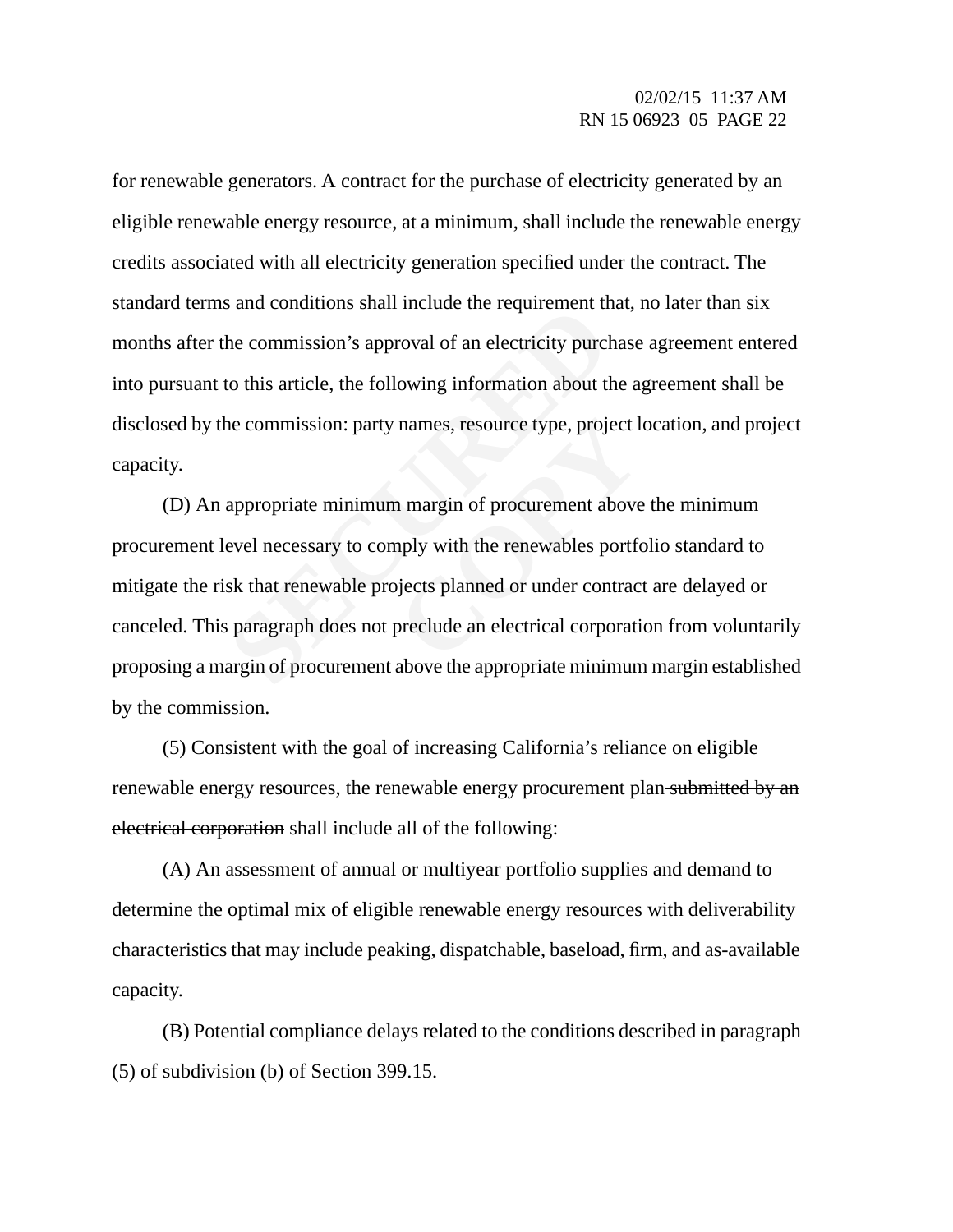for renewable generators. A contract for the purchase of electricity generated by an eligible renewable energy resource, at a minimum, shall include the renewable energy credits associated with all electricity generation specified under the contract. The standard terms and conditions shall include the requirement that, no later than six months after the commission's approval of an electricity purchase agreement entered into pursuant to this article, the following information about the agreement shall be disclosed by the commission: party names, resource type, project location, and project capacity.

(D) An appropriate minimum margin of procurement above the minimum procurement level necessary to comply with the renewables portfolio standard to mitigate the risk that renewable projects planned or under contract are delayed or canceled. This paragraph does not preclude an electrical corporation from voluntarily proposing a margin of procurement above the appropriate minimum margin established by the commission.

(5) Consistent with the goal of increasing California's reliance on eligible renewable energy resources, the renewable energy procurement plan ~~submitted by an electrical corporation~~ shall include all of the following:

(A) An assessment of annual or multiyear portfolio supplies and demand to determine the optimal mix of eligible renewable energy resources with deliverability characteristics that may include peaking, dispatchable, baseload, firm, and as-available capacity.

(B) Potential compliance delays related to the conditions described in paragraph (5) of subdivision (b) of Section 399.15.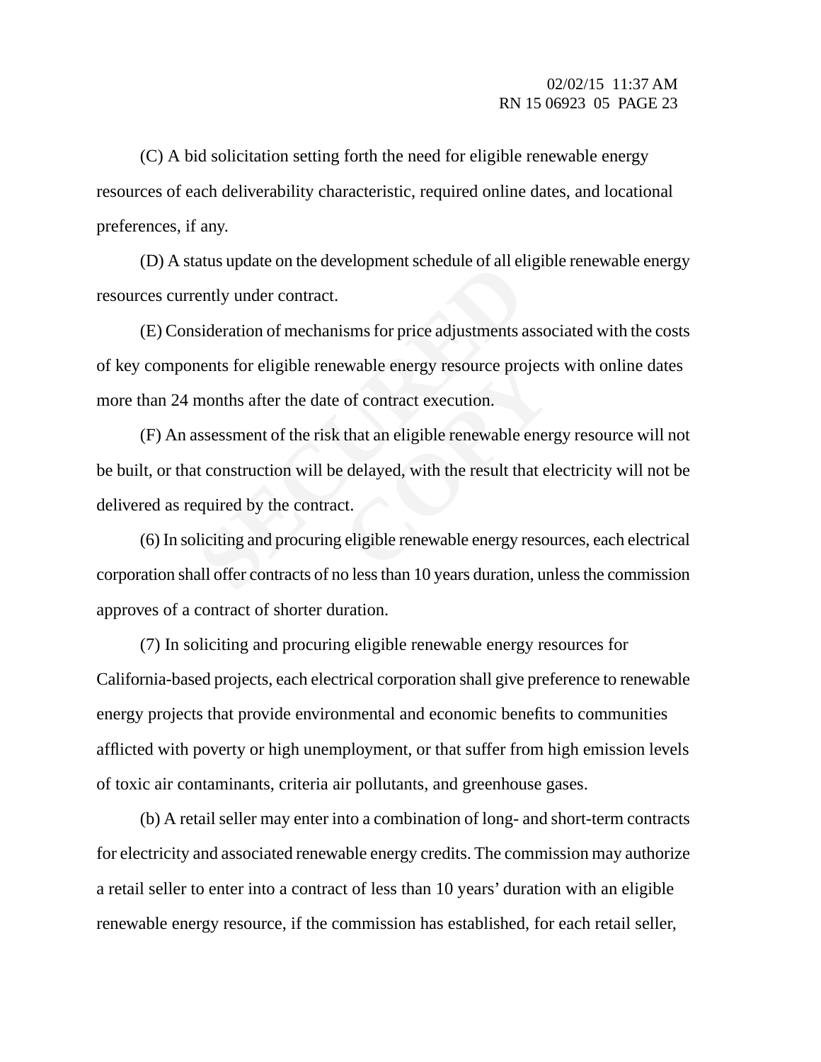(C) A bid solicitation setting forth the need for eligible renewable energy resources of each deliverability characteristic, required online dates, and locational preferences, if any.

(D) A status update on the development schedule of all eligible renewable energy resources currently under contract.

(E) Consideration of mechanisms for price adjustments associated with the costs of key components for eligible renewable energy resource projects with online dates more than 24 months after the date of contract execution.

(F) An assessment of the risk that an eligible renewable energy resource will not be built, or that construction will be delayed, with the result that electricity will not be delivered as required by the contract.

(6) In soliciting and procuring eligible renewable energy resources, each electrical corporation shall offer contracts of no less than 10 years duration, unless the commission approves of a contract of shorter duration.

(7) In soliciting and procuring eligible renewable energy resources for California-based projects, each electrical corporation shall give preference to renewable energy projects that provide environmental and economic benefits to communities afflicted with poverty or high unemployment, or that suffer from high emission levels of toxic air contaminants, criteria air pollutants, and greenhouse gases.

(b) A retail seller may enter into a combination of long- and short-term contracts for electricity and associated renewable energy credits. The commission may authorize a retail seller to enter into a contract of less than 10 years' duration with an eligible renewable energy resource, if the commission has established, for each retail seller,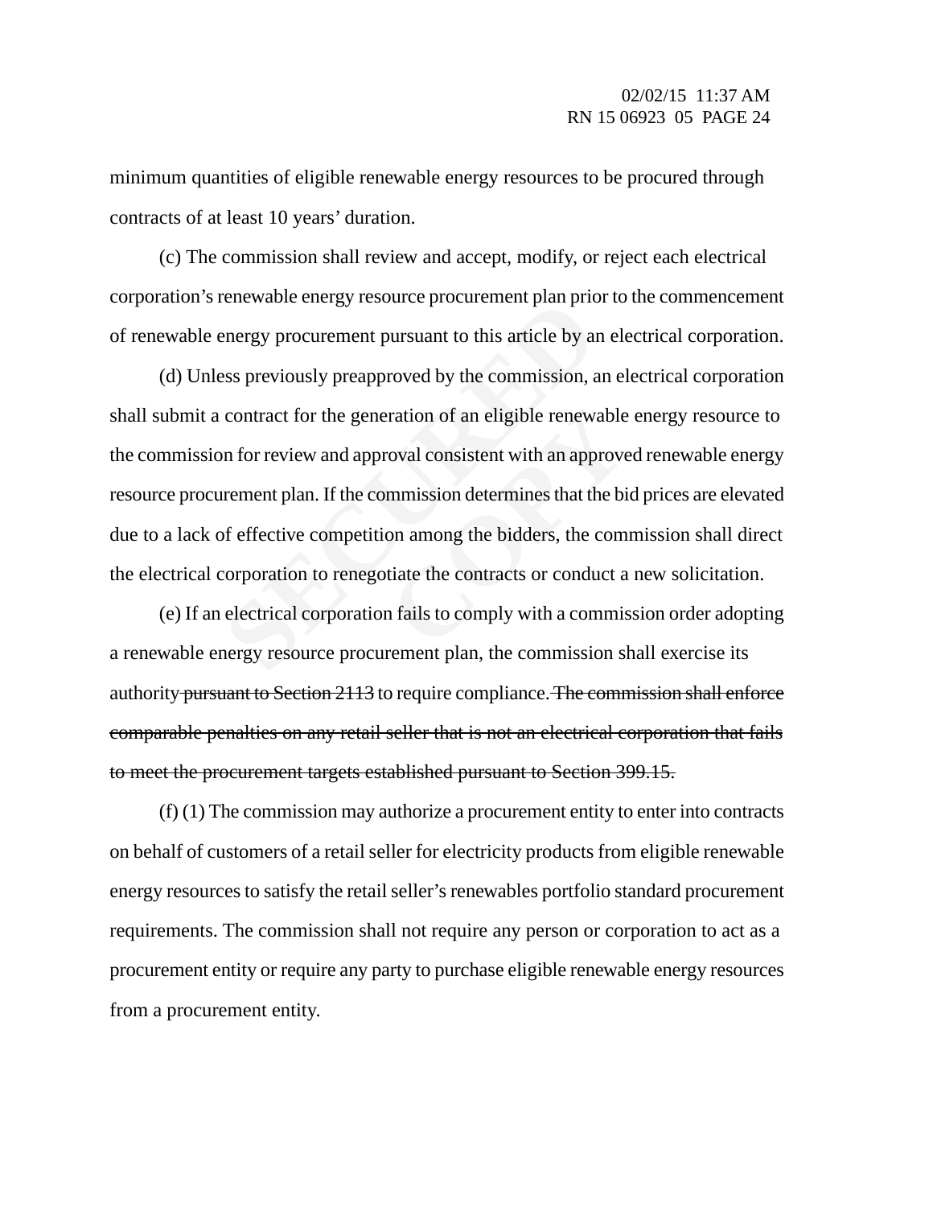minimum quantities of eligible renewable energy resources to be procured through contracts of at least 10 years' duration.

(c) The commission shall review and accept, modify, or reject each electrical corporation's renewable energy resource procurement plan prior to the commencement of renewable energy procurement pursuant to this article by an electrical corporation.

(d) Unless previously preapproved by the commission, an electrical corporation shall submit a contract for the generation of an eligible renewable energy resource to the commission for review and approval consistent with an approved renewable energy resource procurement plan. If the commission determines that the bid prices are elevated due to a lack of effective competition among the bidders, the commission shall direct the electrical corporation to renegotiate the contracts or conduct a new solicitation.

(e) If an electrical corporation fails to comply with a commission order adopting a renewable energy resource procurement plan, the commission shall exercise its authority ~~pursuant to Section 2113~~ to require compliance. ~~The commission shall enforce comparable penalties on any retail seller that is not an electrical corporation that fails to meet the procurement targets established pursuant to Section 399.15.~~

(f) (1) The commission may authorize a procurement entity to enter into contracts on behalf of customers of a retail seller for electricity products from eligible renewable energy resources to satisfy the retail seller's renewables portfolio standard procurement requirements. The commission shall not require any person or corporation to act as a procurement entity or require any party to purchase eligible renewable energy resources from a procurement entity.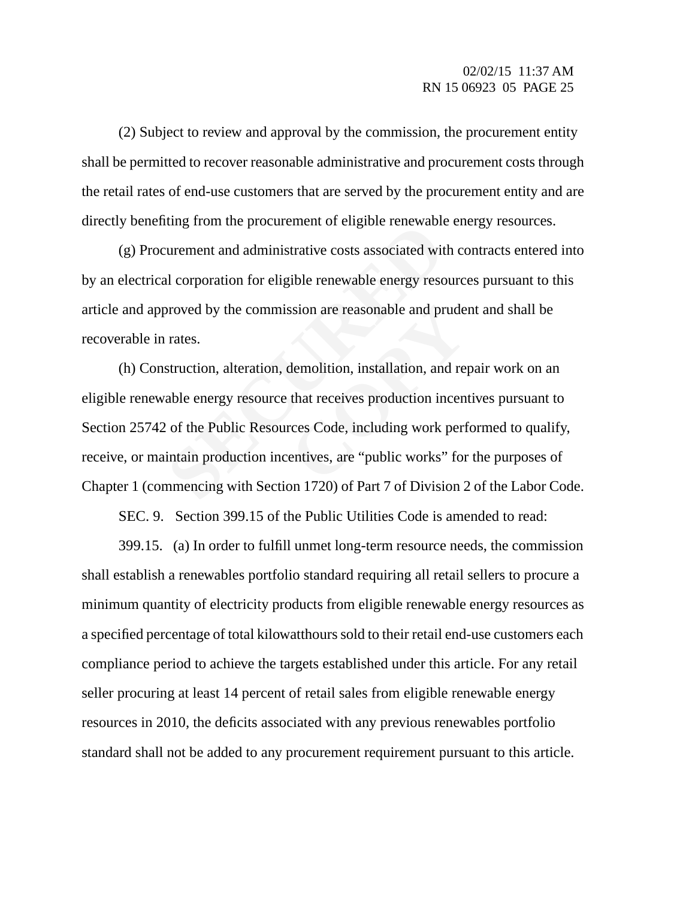(2) Subject to review and approval by the commission, the procurement entity shall be permitted to recover reasonable administrative and procurement costs through the retail rates of end-use customers that are served by the procurement entity and are directly benefiting from the procurement of eligible renewable energy resources.

(g) Procurement and administrative costs associated with contracts entered into by an electrical corporation for eligible renewable energy resources pursuant to this article and approved by the commission are reasonable and prudent and shall be recoverable in rates.

(h) Construction, alteration, demolition, installation, and repair work on an eligible renewable energy resource that receives production incentives pursuant to Section 25742 of the Public Resources Code, including work performed to qualify, receive, or maintain production incentives, are "public works" for the purposes of Chapter 1 (commencing with Section 1720) of Part 7 of Division 2 of the Labor Code.

SEC. 9. Section 399.15 of the Public Utilities Code is amended to read:

399.15. (a) In order to fulfill unmet long-term resource needs, the commission shall establish a renewables portfolio standard requiring all retail sellers to procure a minimum quantity of electricity products from eligible renewable energy resources as a specified percentage of total kilowatthours sold to their retail end-use customers each compliance period to achieve the targets established under this article. For any retail seller procuring at least 14 percent of retail sales from eligible renewable energy resources in 2010, the deficits associated with any previous renewables portfolio standard shall not be added to any procurement requirement pursuant to this article.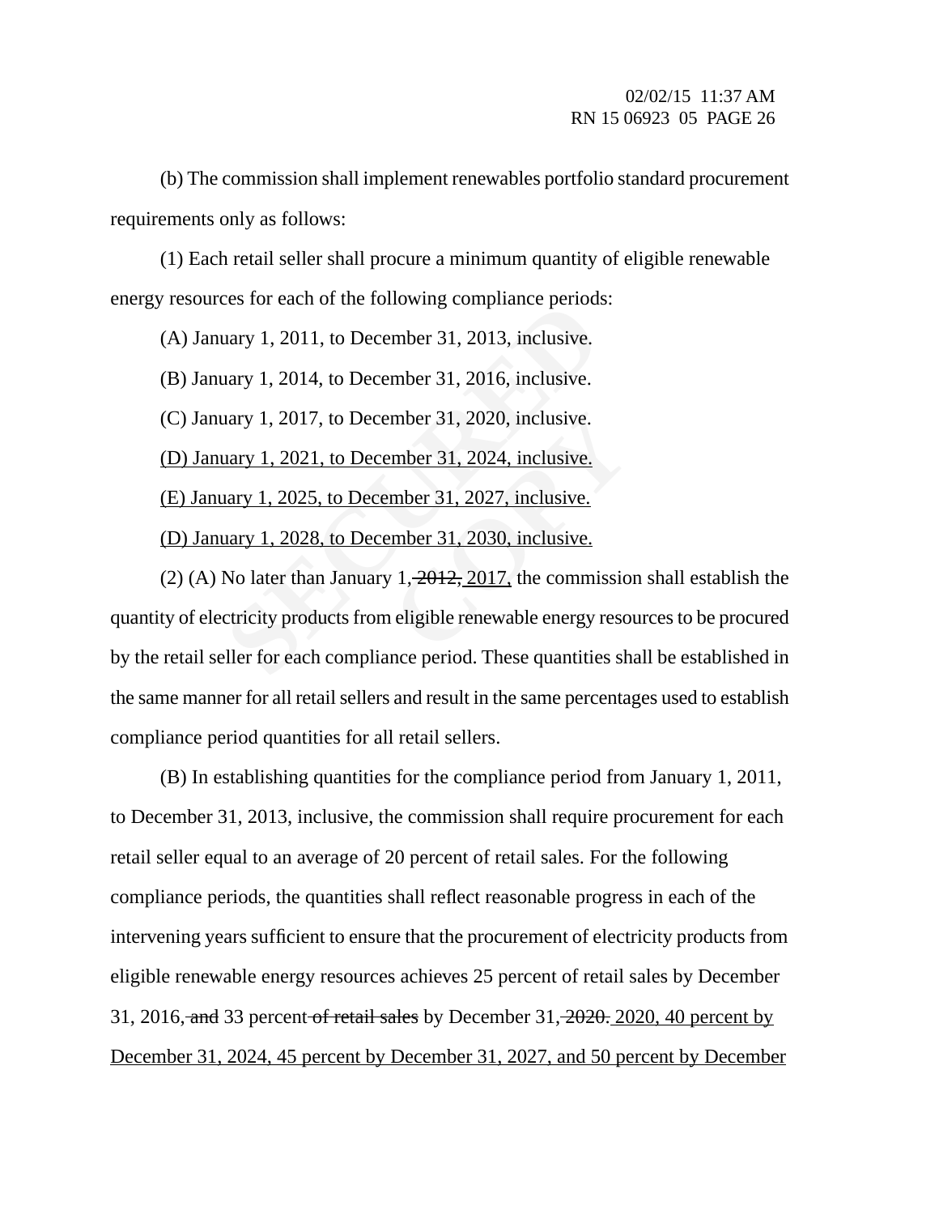(b) The commission shall implement renewables portfolio standard procurement requirements only as follows:

(1) Each retail seller shall procure a minimum quantity of eligible renewable energy resources for each of the following compliance periods:

(A) January 1, 2011, to December 31, 2013, inclusive.

(B) January 1, 2014, to December 31, 2016, inclusive.

(C) January 1, 2017, to December 31, 2020, inclusive.

<u>(D) January 1, 2021, to December 31, 2024, inclusive.</u>

<u>(E) January 1, 2025, to December 31, 2027, inclusive.</u>

<u>(D) January 1, 2028, to December 31, 2030, inclusive.</u>

(2) (A) No later than January 1, ~~2012,~~ <u>2017,</u> the commission shall establish the quantity of electricity products from eligible renewable energy resources to be procured by the retail seller for each compliance period. These quantities shall be established in the same manner for all retail sellers and result in the same percentages used to establish compliance period quantities for all retail sellers.

(B) In establishing quantities for the compliance period from January 1, 2011, to December 31, 2013, inclusive, the commission shall require procurement for each retail seller equal to an average of 20 percent of retail sales. For the following compliance periods, the quantities shall reflect reasonable progress in each of the intervening years sufficient to ensure that the procurement of electricity products from eligible renewable energy resources achieves 25 percent of retail sales by December 31, 2016, ~~and~~ 33 percent ~~of retail sales~~ by December 31, ~~2020.~~ <u>2020, 40 percent by December 31, 2024, 45 percent by December 31, 2027, and 50 percent by December</u>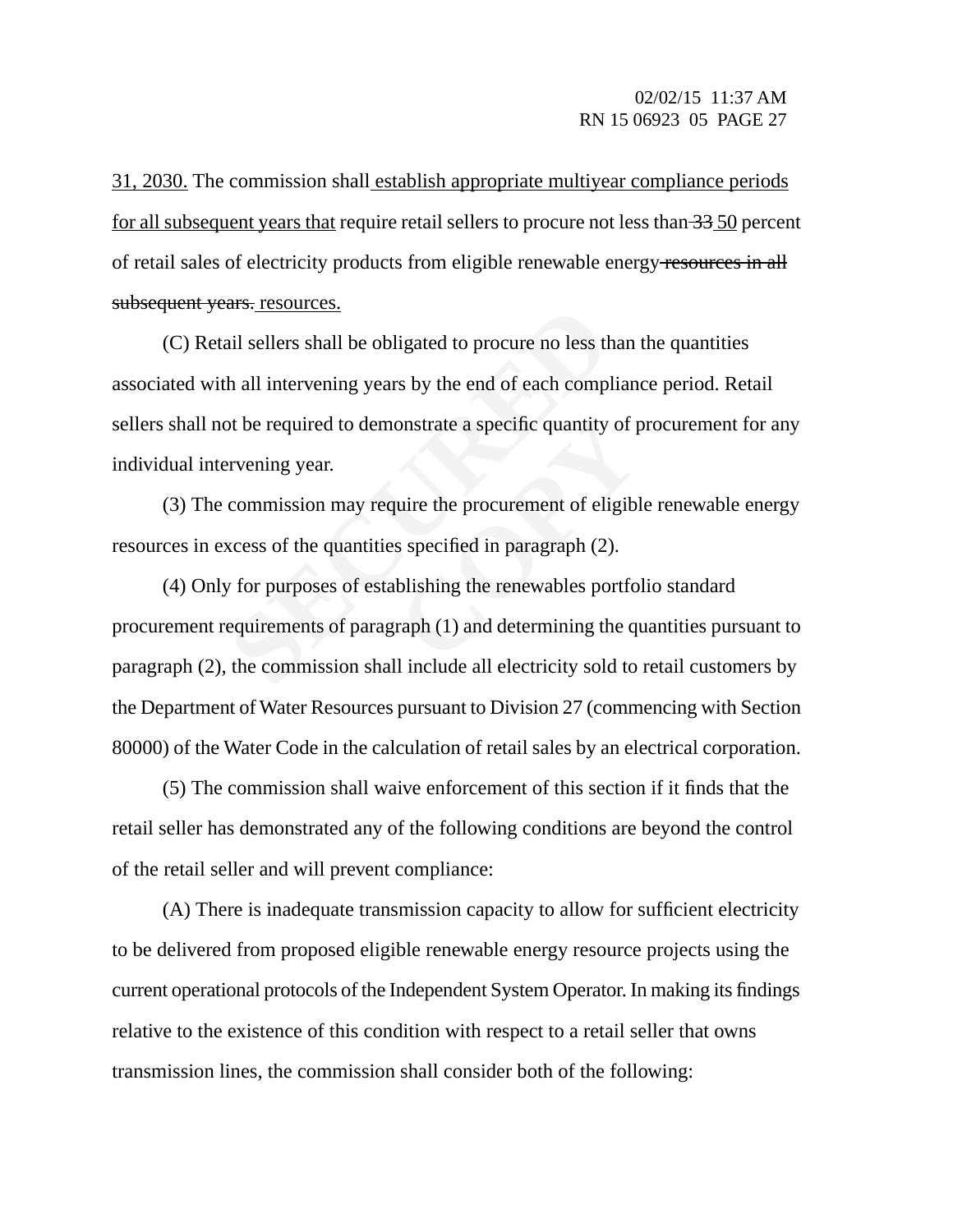31, 2030. The commission shall establish appropriate multiyear compliance periods for all subsequent years that require retail sellers to procure not less than ~~33~~ 50 percent of retail sales of electricity products from eligible renewable energy ~~resources in all subsequent years.~~ resources.

(C) Retail sellers shall be obligated to procure no less than the quantities associated with all intervening years by the end of each compliance period. Retail sellers shall not be required to demonstrate a specific quantity of procurement for any individual intervening year.

(3) The commission may require the procurement of eligible renewable energy resources in excess of the quantities specified in paragraph (2).

(4) Only for purposes of establishing the renewables portfolio standard procurement requirements of paragraph (1) and determining the quantities pursuant to paragraph (2), the commission shall include all electricity sold to retail customers by the Department of Water Resources pursuant to Division 27 (commencing with Section 80000) of the Water Code in the calculation of retail sales by an electrical corporation.

(5) The commission shall waive enforcement of this section if it finds that the retail seller has demonstrated any of the following conditions are beyond the control of the retail seller and will prevent compliance:

(A) There is inadequate transmission capacity to allow for sufficient electricity to be delivered from proposed eligible renewable energy resource projects using the current operational protocols of the Independent System Operator. In making its findings relative to the existence of this condition with respect to a retail seller that owns transmission lines, the commission shall consider both of the following: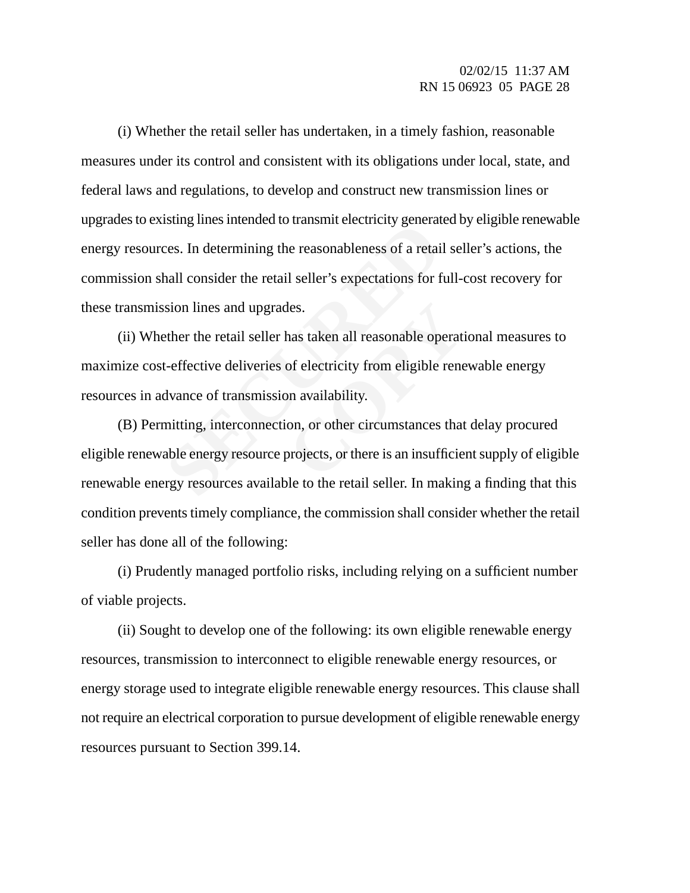(i) Whether the retail seller has undertaken, in a timely fashion, reasonable measures under its control and consistent with its obligations under local, state, and federal laws and regulations, to develop and construct new transmission lines or upgrades to existing lines intended to transmit electricity generated by eligible renewable energy resources. In determining the reasonableness of a retail seller's actions, the commission shall consider the retail seller's expectations for full-cost recovery for these transmission lines and upgrades.

(ii) Whether the retail seller has taken all reasonable operational measures to maximize cost-effective deliveries of electricity from eligible renewable energy resources in advance of transmission availability.

(B) Permitting, interconnection, or other circumstances that delay procured eligible renewable energy resource projects, or there is an insufficient supply of eligible renewable energy resources available to the retail seller. In making a finding that this condition prevents timely compliance, the commission shall consider whether the retail seller has done all of the following:

(i) Prudently managed portfolio risks, including relying on a sufficient number of viable projects.

(ii) Sought to develop one of the following: its own eligible renewable energy resources, transmission to interconnect to eligible renewable energy resources, or energy storage used to integrate eligible renewable energy resources. This clause shall not require an electrical corporation to pursue development of eligible renewable energy resources pursuant to Section 399.14.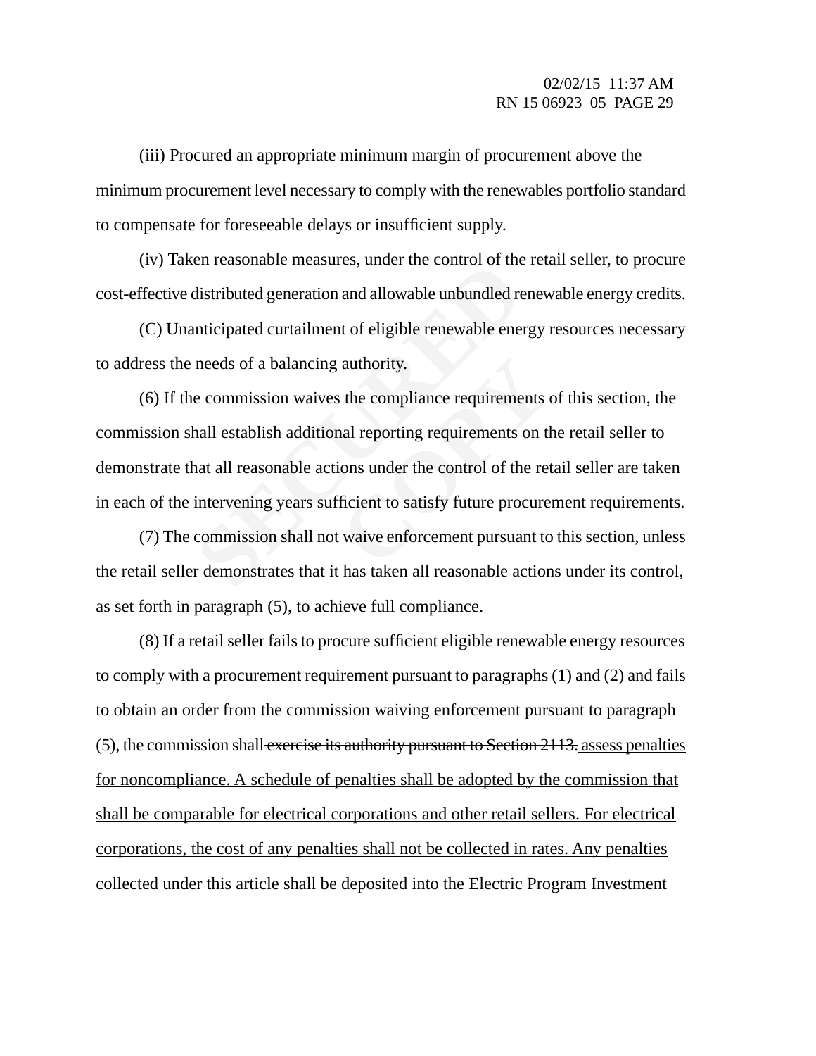(iii) Procured an appropriate minimum margin of procurement above the minimum procurement level necessary to comply with the renewables portfolio standard to compensate for foreseeable delays or insufficient supply.

(iv) Taken reasonable measures, under the control of the retail seller, to procure cost-effective distributed generation and allowable unbundled renewable energy credits.

(C) Unanticipated curtailment of eligible renewable energy resources necessary to address the needs of a balancing authority.

(6) If the commission waives the compliance requirements of this section, the commission shall establish additional reporting requirements on the retail seller to demonstrate that all reasonable actions under the control of the retail seller are taken in each of the intervening years sufficient to satisfy future procurement requirements.

(7) The commission shall not waive enforcement pursuant to this section, unless the retail seller demonstrates that it has taken all reasonable actions under its control, as set forth in paragraph (5), to achieve full compliance.

(8) If a retail seller fails to procure sufficient eligible renewable energy resources to comply with a procurement requirement pursuant to paragraphs (1) and (2) and fails to obtain an order from the commission waiving enforcement pursuant to paragraph (5), the commission shall ~~exercise its authority pursuant to Section 2113.~~ <u>assess penalties for noncompliance. A schedule of penalties shall be adopted by the commission that shall be comparable for electrical corporations and other retail sellers. For electrical corporations, the cost of any penalties shall not be collected in rates. Any penalties collected under this article shall be deposited into the Electric Program Investment</u>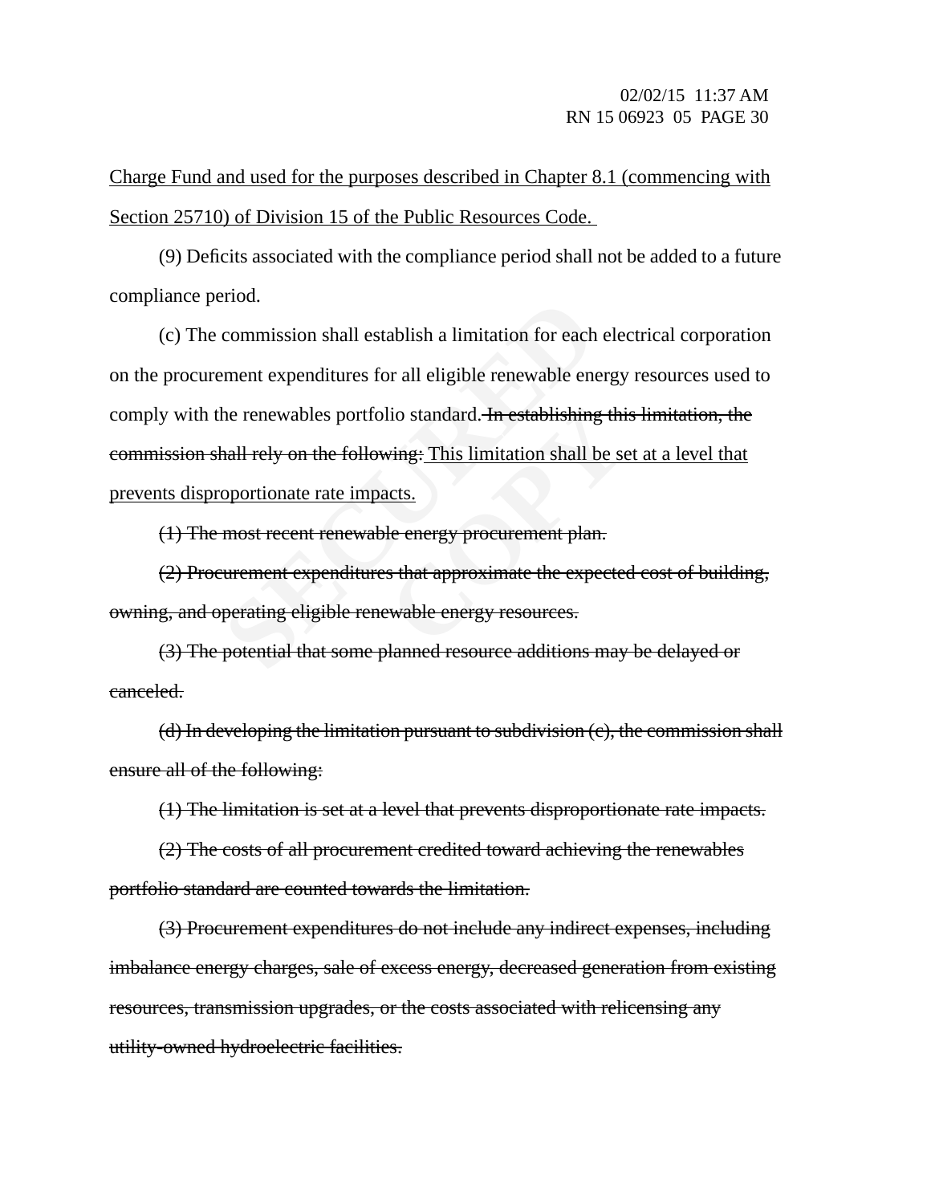<u>Charge Fund and used for the purposes described in Chapter 8.1 (commencing with Section 25710) of Division 15 of the Public Resources Code.</u>

(9) Deficits associated with the compliance period shall not be added to a future compliance period.

(c) The commission shall establish a limitation for each electrical corporation on the procurement expenditures for all eligible renewable energy resources used to comply with the renewables portfolio standard. ~~In establishing this limitation, the commission shall rely on the following:~~ <u>This limitation shall be set at a level that prevents disproportionate rate impacts.</u>

~~(1) The most recent renewable energy procurement plan.~~

~~(2) Procurement expenditures that approximate the expected cost of building, owning, and operating eligible renewable energy resources.~~

~~(3) The potential that some planned resource additions may be delayed or canceled.~~

~~(d) In developing the limitation pursuant to subdivision (c), the commission shall ensure all of the following:~~

~~(1) The limitation is set at a level that prevents disproportionate rate impacts.~~

~~(2) The costs of all procurement credited toward achieving the renewables portfolio standard are counted towards the limitation.~~

~~(3) Procurement expenditures do not include any indirect expenses, including imbalance energy charges, sale of excess energy, decreased generation from existing resources, transmission upgrades, or the costs associated with relicensing any utility-owned hydroelectric facilities.~~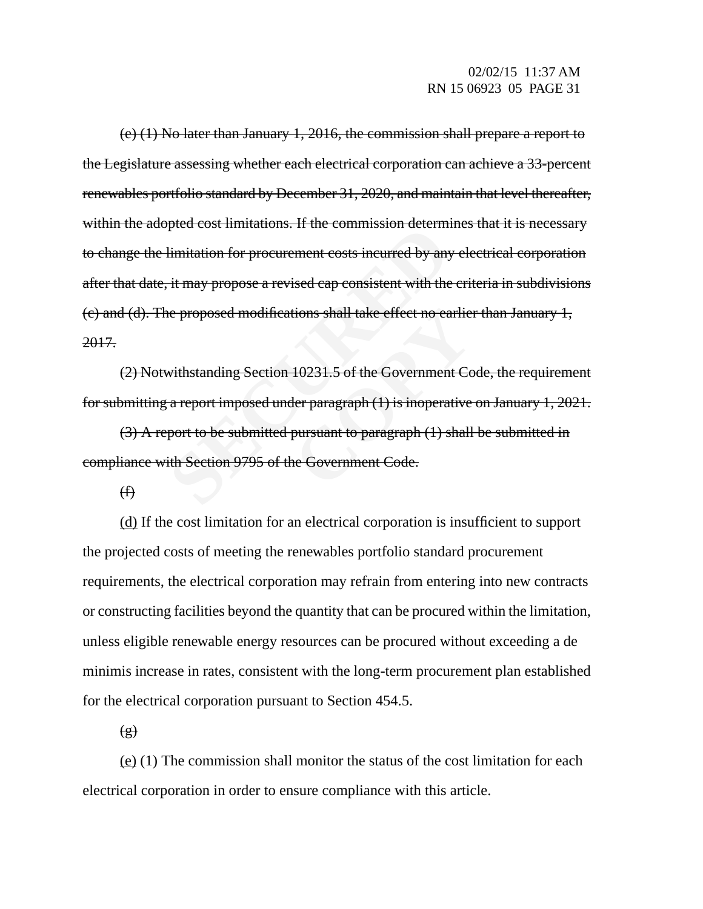~~(e) (1) No later than January 1, 2016, the commission shall prepare a report to the Legislature assessing whether each electrical corporation can achieve a 33-percent renewables portfolio standard by December 31, 2020, and maintain that level thereafter, within the adopted cost limitations. If the commission determines that it is necessary to change the limitation for procurement costs incurred by any electrical corporation after that date, it may propose a revised cap consistent with the criteria in subdivisions (c) and (d). The proposed modifications shall take effect no earlier than January 1, 2017.~~

~~(2) Notwithstanding Section 10231.5 of the Government Code, the requirement for submitting a report imposed under paragraph (1) is inoperative on January 1, 2021.~~

~~(3) A report to be submitted pursuant to paragraph (1) shall be submitted in compliance with Section 9795 of the Government Code.~~

~~(f)~~

<u>(d)</u> If the cost limitation for an electrical corporation is insufficient to support the projected costs of meeting the renewables portfolio standard procurement requirements, the electrical corporation may refrain from entering into new contracts or constructing facilities beyond the quantity that can be procured within the limitation, unless eligible renewable energy resources can be procured without exceeding a de minimis increase in rates, consistent with the long-term procurement plan established for the electrical corporation pursuant to Section 454.5.

~~(g)~~

<u>(e)</u> (1) The commission shall monitor the status of the cost limitation for each electrical corporation in order to ensure compliance with this article.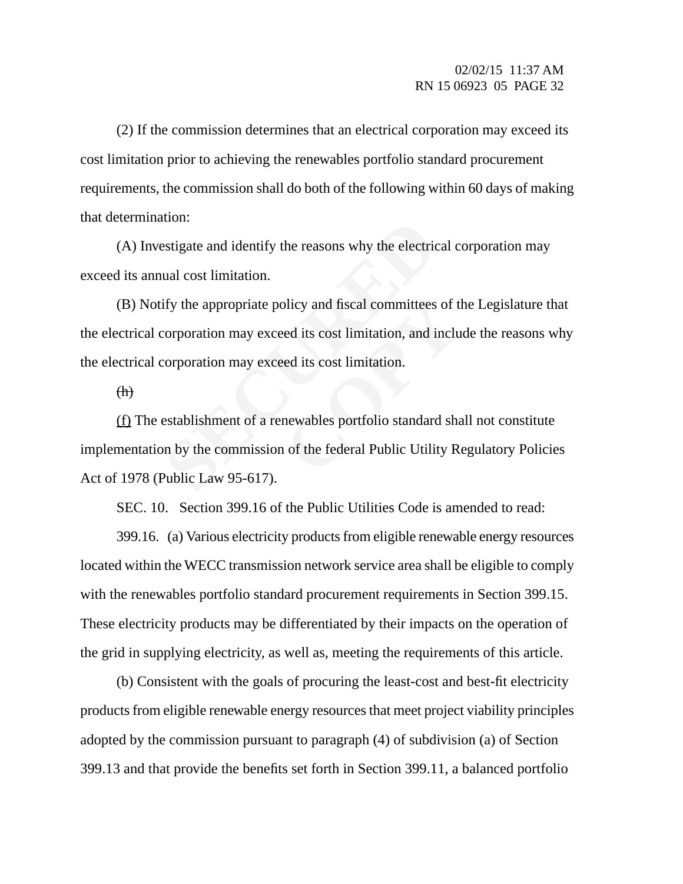(2) If the commission determines that an electrical corporation may exceed its cost limitation prior to achieving the renewables portfolio standard procurement requirements, the commission shall do both of the following within 60 days of making that determination:

(A) Investigate and identify the reasons why the electrical corporation may exceed its annual cost limitation.

(B) Notify the appropriate policy and fiscal committees of the Legislature that the electrical corporation may exceed its cost limitation, and include the reasons why the electrical corporation may exceed its cost limitation.

~~(h)~~

(f) The establishment of a renewables portfolio standard shall not constitute implementation by the commission of the federal Public Utility Regulatory Policies Act of 1978 (Public Law 95-617).

SEC. 10. Section 399.16 of the Public Utilities Code is amended to read:

399.16. (a) Various electricity products from eligible renewable energy resources located within the WECC transmission network service area shall be eligible to comply with the renewables portfolio standard procurement requirements in Section 399.15. These electricity products may be differentiated by their impacts on the operation of the grid in supplying electricity, as well as, meeting the requirements of this article.

(b) Consistent with the goals of procuring the least-cost and best-fit electricity products from eligible renewable energy resources that meet project viability principles adopted by the commission pursuant to paragraph (4) of subdivision (a) of Section 399.13 and that provide the benefits set forth in Section 399.11, a balanced portfolio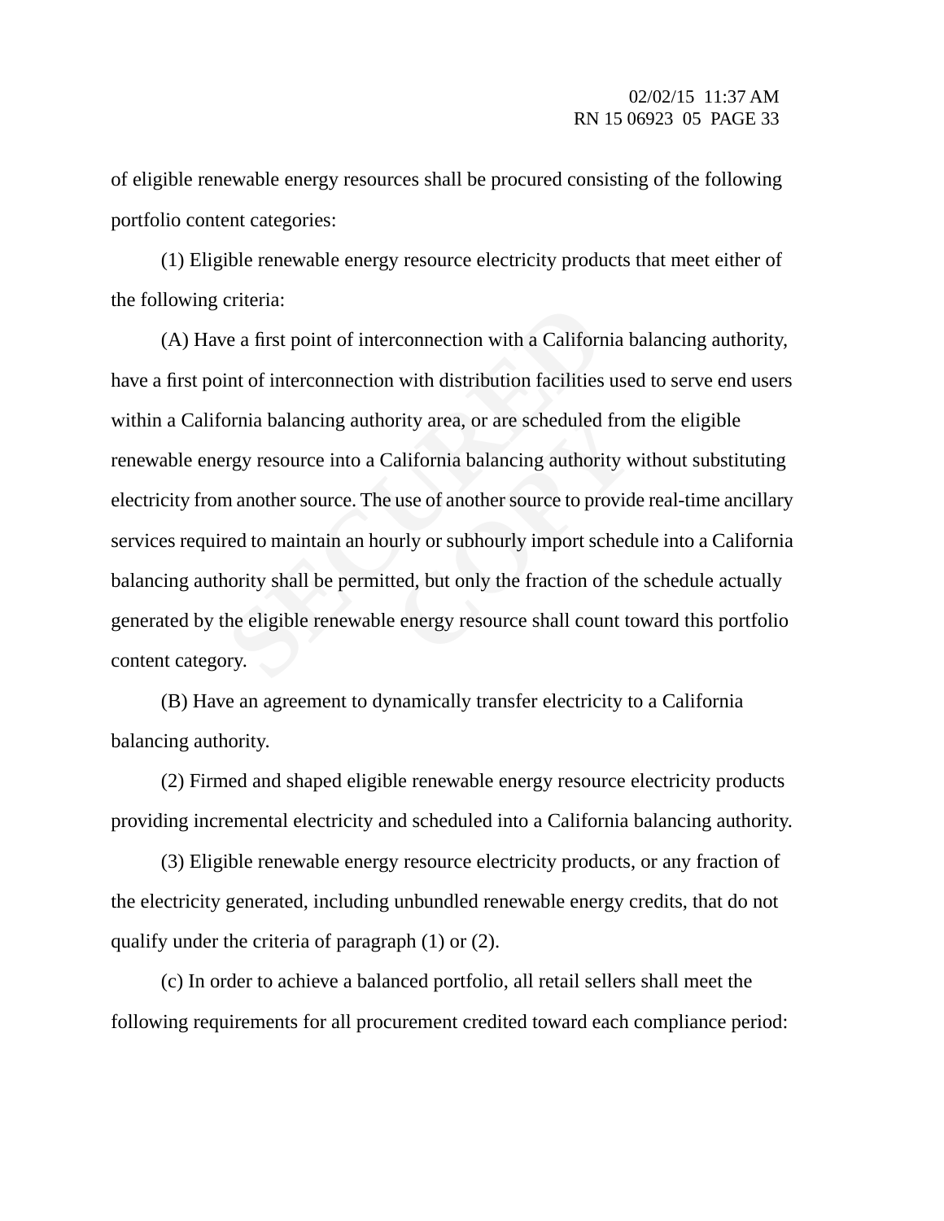of eligible renewable energy resources shall be procured consisting of the following portfolio content categories:

(1) Eligible renewable energy resource electricity products that meet either of the following criteria:

(A) Have a first point of interconnection with a California balancing authority, have a first point of interconnection with distribution facilities used to serve end users within a California balancing authority area, or are scheduled from the eligible renewable energy resource into a California balancing authority without substituting electricity from another source. The use of another source to provide real-time ancillary services required to maintain an hourly or subhourly import schedule into a California balancing authority shall be permitted, but only the fraction of the schedule actually generated by the eligible renewable energy resource shall count toward this portfolio content category.

(B) Have an agreement to dynamically transfer electricity to a California balancing authority.

(2) Firmed and shaped eligible renewable energy resource electricity products providing incremental electricity and scheduled into a California balancing authority.

(3) Eligible renewable energy resource electricity products, or any fraction of the electricity generated, including unbundled renewable energy credits, that do not qualify under the criteria of paragraph (1) or (2).

(c) In order to achieve a balanced portfolio, all retail sellers shall meet the following requirements for all procurement credited toward each compliance period: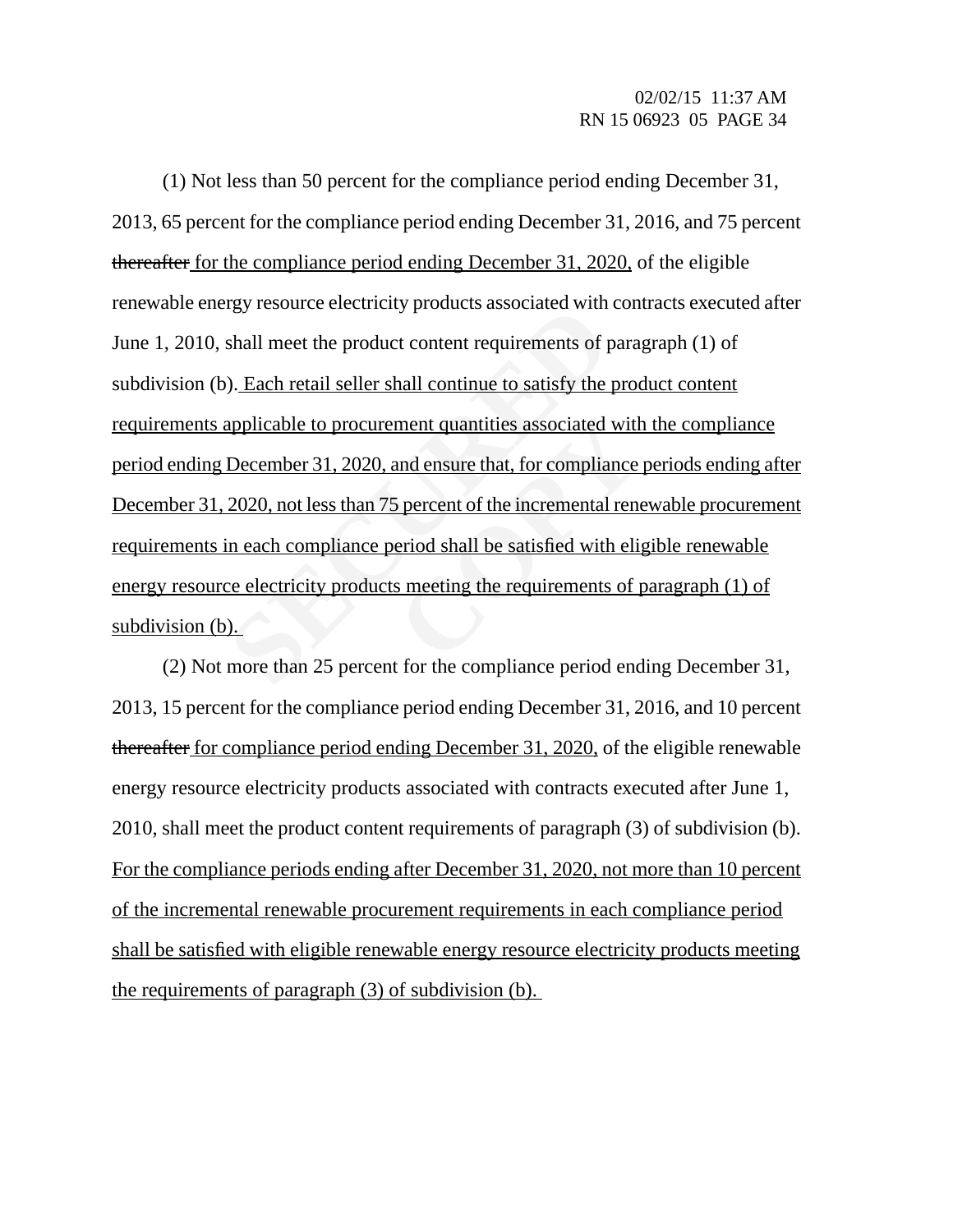(1) Not less than 50 percent for the compliance period ending December 31, 2013, 65 percent for the compliance period ending December 31, 2016, and 75 percent ~~thereafter~~ for the compliance period ending December 31, 2020, of the eligible renewable energy resource electricity products associated with contracts executed after June 1, 2010, shall meet the product content requirements of paragraph (1) of subdivision (b). Each retail seller shall continue to satisfy the product content requirements applicable to procurement quantities associated with the compliance period ending December 31, 2020, and ensure that, for compliance periods ending after December 31, 2020, not less than 75 percent of the incremental renewable procurement requirements in each compliance period shall be satisfied with eligible renewable energy resource electricity products meeting the requirements of paragraph (1) of subdivision (b).

(2) Not more than 25 percent for the compliance period ending December 31, 2013, 15 percent for the compliance period ending December 31, 2016, and 10 percent ~~thereafter~~ for compliance period ending December 31, 2020, of the eligible renewable energy resource electricity products associated with contracts executed after June 1, 2010, shall meet the product content requirements of paragraph (3) of subdivision (b). For the compliance periods ending after December 31, 2020, not more than 10 percent of the incremental renewable procurement requirements in each compliance period shall be satisfied with eligible renewable energy resource electricity products meeting the requirements of paragraph (3) of subdivision (b).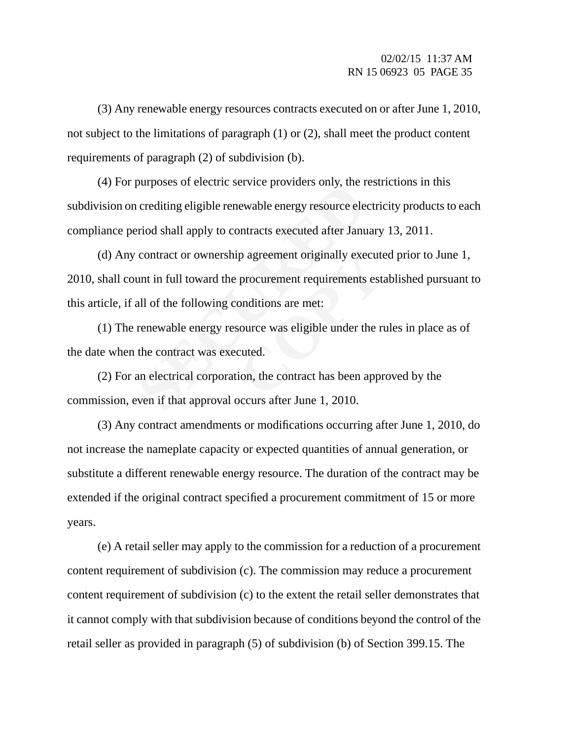(3) Any renewable energy resources contracts executed on or after June 1, 2010, not subject to the limitations of paragraph (1) or (2), shall meet the product content requirements of paragraph (2) of subdivision (b).

(4) For purposes of electric service providers only, the restrictions in this subdivision on crediting eligible renewable energy resource electricity products to each compliance period shall apply to contracts executed after January 13, 2011.

(d) Any contract or ownership agreement originally executed prior to June 1, 2010, shall count in full toward the procurement requirements established pursuant to this article, if all of the following conditions are met:

(1) The renewable energy resource was eligible under the rules in place as of the date when the contract was executed.

(2) For an electrical corporation, the contract has been approved by the commission, even if that approval occurs after June 1, 2010.

(3) Any contract amendments or modifications occurring after June 1, 2010, do not increase the nameplate capacity or expected quantities of annual generation, or substitute a different renewable energy resource. The duration of the contract may be extended if the original contract specified a procurement commitment of 15 or more years.

(e) A retail seller may apply to the commission for a reduction of a procurement content requirement of subdivision (c). The commission may reduce a procurement content requirement of subdivision (c) to the extent the retail seller demonstrates that it cannot comply with that subdivision because of conditions beyond the control of the retail seller as provided in paragraph (5) of subdivision (b) of Section 399.15. The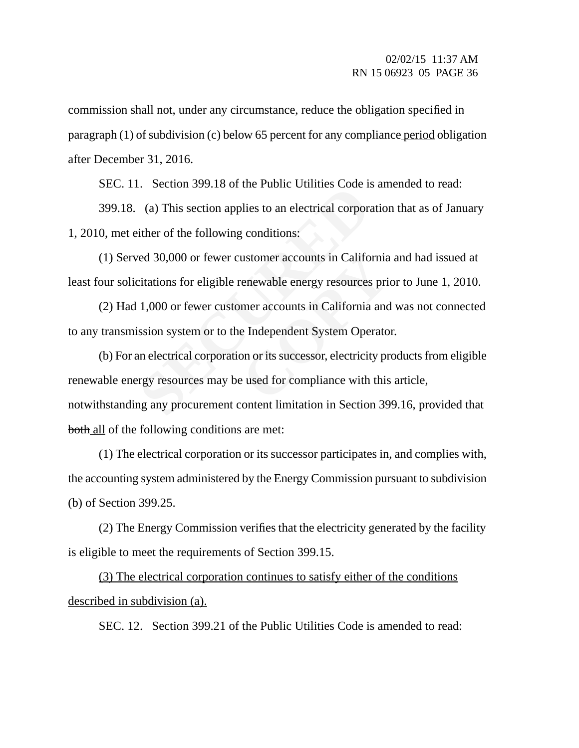commission shall not, under any circumstance, reduce the obligation specified in paragraph (1) of subdivision (c) below 65 percent for any compliance <u>period</u> obligation after December 31, 2016.

SEC. 11. Section 399.18 of the Public Utilities Code is amended to read:

399.18. (a) This section applies to an electrical corporation that as of January 1, 2010, met either of the following conditions:

(1) Served 30,000 or fewer customer accounts in California and had issued at least four solicitations for eligible renewable energy resources prior to June 1, 2010.

(2) Had 1,000 or fewer customer accounts in California and was not connected to any transmission system or to the Independent System Operator.

(b) For an electrical corporation or its successor, electricity products from eligible renewable energy resources may be used for compliance with this article, notwithstanding any procurement content limitation in Section 399.16, provided that ~~both~~ <u>all</u> of the following conditions are met:

(1) The electrical corporation or its successor participates in, and complies with, the accounting system administered by the Energy Commission pursuant to subdivision (b) of Section 399.25.

(2) The Energy Commission verifies that the electricity generated by the facility is eligible to meet the requirements of Section 399.15.

<u>(3) The electrical corporation continues to satisfy either of the conditions described in subdivision (a).</u>

SEC. 12. Section 399.21 of the Public Utilities Code is amended to read: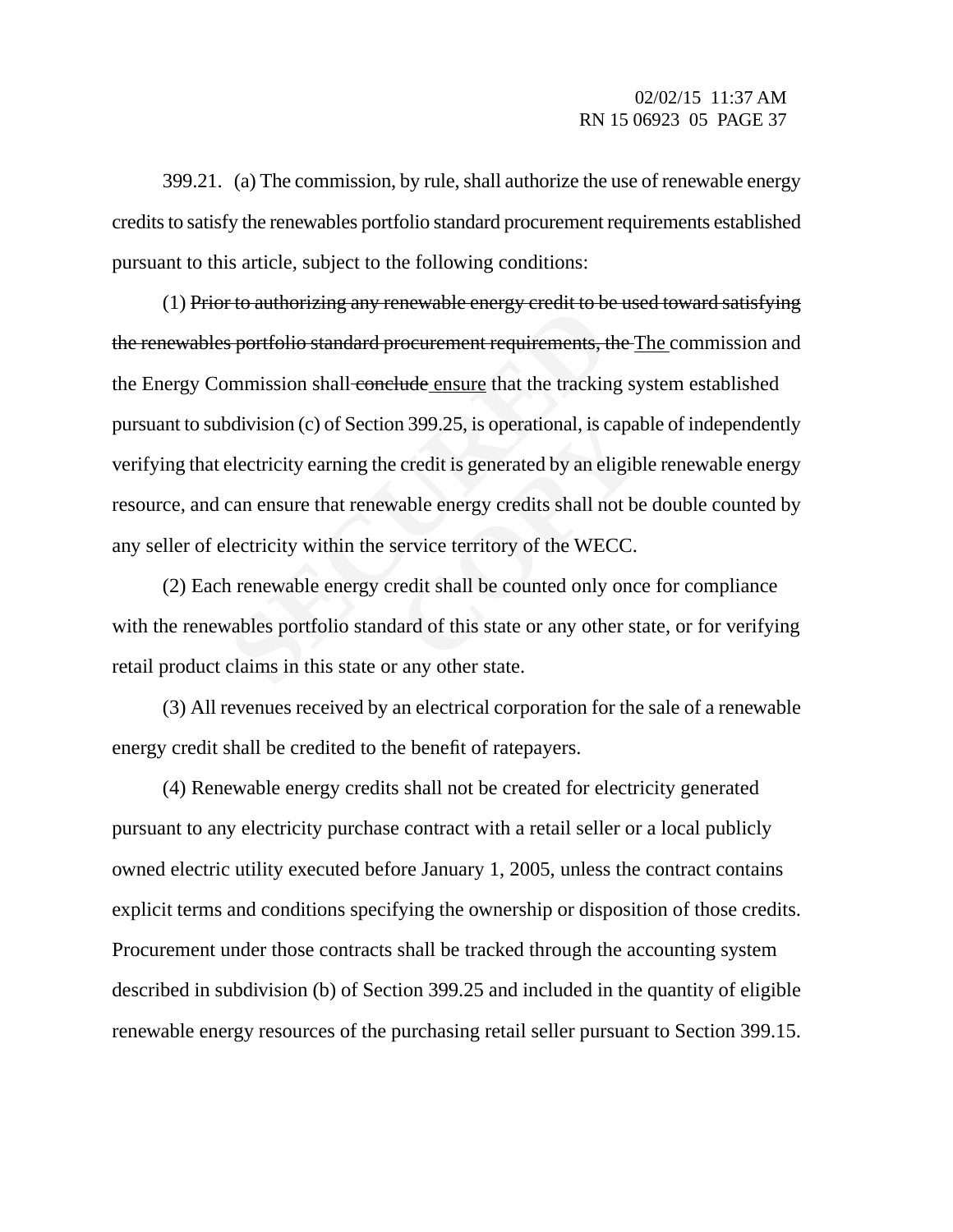399.21. (a) The commission, by rule, shall authorize the use of renewable energy credits to satisfy the renewables portfolio standard procurement requirements established pursuant to this article, subject to the following conditions:

(1) ~~Prior to authorizing any renewable energy credit to be used toward satisfying the renewables portfolio standard procurement requirements, the~~ <u>The</u> commission and the Energy Commission shall ~~conclude~~ <u>ensure</u> that the tracking system established pursuant to subdivision (c) of Section 399.25, is operational, is capable of independently verifying that electricity earning the credit is generated by an eligible renewable energy resource, and can ensure that renewable energy credits shall not be double counted by any seller of electricity within the service territory of the WECC.

(2) Each renewable energy credit shall be counted only once for compliance with the renewables portfolio standard of this state or any other state, or for verifying retail product claims in this state or any other state.

(3) All revenues received by an electrical corporation for the sale of a renewable energy credit shall be credited to the benefit of ratepayers.

(4) Renewable energy credits shall not be created for electricity generated pursuant to any electricity purchase contract with a retail seller or a local publicly owned electric utility executed before January 1, 2005, unless the contract contains explicit terms and conditions specifying the ownership or disposition of those credits. Procurement under those contracts shall be tracked through the accounting system described in subdivision (b) of Section 399.25 and included in the quantity of eligible renewable energy resources of the purchasing retail seller pursuant to Section 399.15.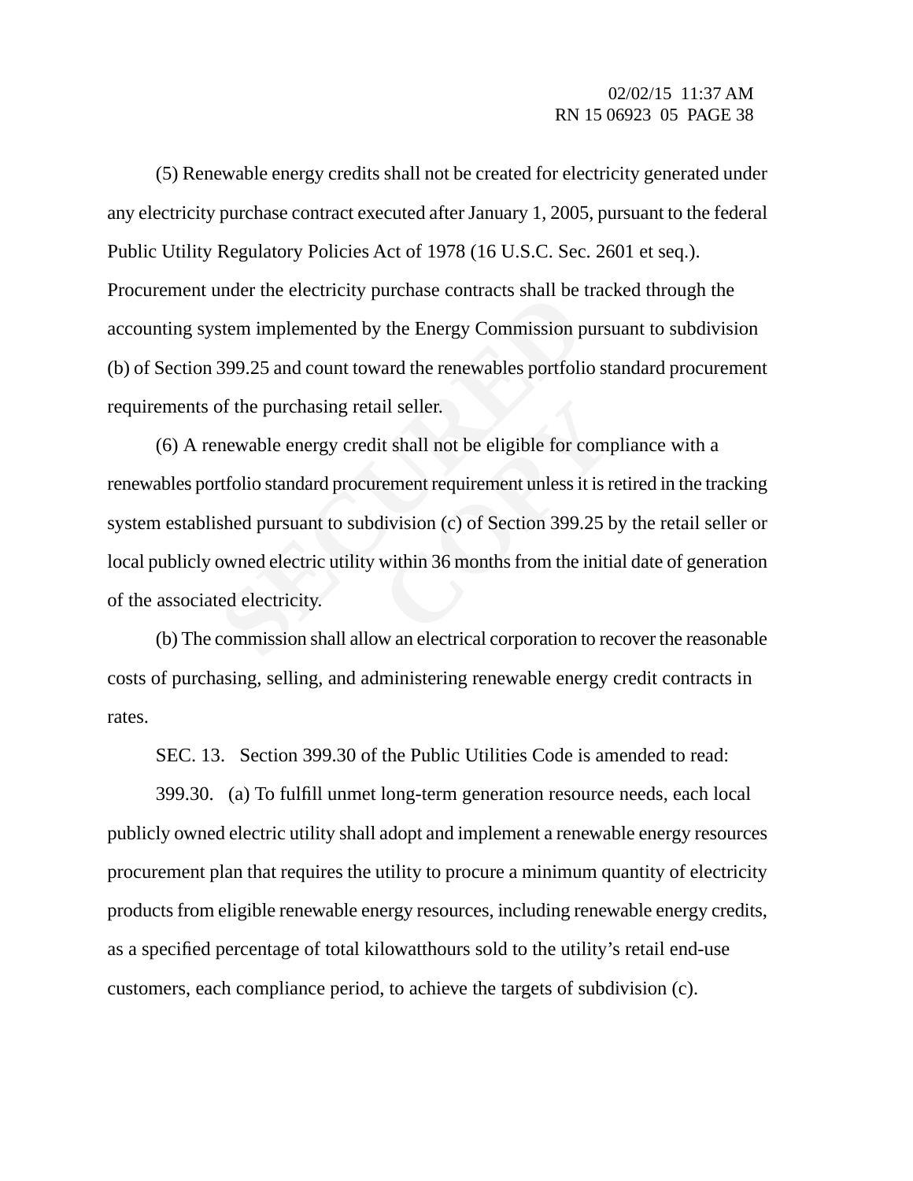(5) Renewable energy credits shall not be created for electricity generated under any electricity purchase contract executed after January 1, 2005, pursuant to the federal Public Utility Regulatory Policies Act of 1978 (16 U.S.C. Sec. 2601 et seq.). Procurement under the electricity purchase contracts shall be tracked through the accounting system implemented by the Energy Commission pursuant to subdivision (b) of Section 399.25 and count toward the renewables portfolio standard procurement requirements of the purchasing retail seller.

(6) A renewable energy credit shall not be eligible for compliance with a renewables portfolio standard procurement requirement unless it is retired in the tracking system established pursuant to subdivision (c) of Section 399.25 by the retail seller or local publicly owned electric utility within 36 months from the initial date of generation of the associated electricity.

(b) The commission shall allow an electrical corporation to recover the reasonable costs of purchasing, selling, and administering renewable energy credit contracts in rates.

SEC. 13. Section 399.30 of the Public Utilities Code is amended to read:

399.30. (a) To fulfill unmet long-term generation resource needs, each local publicly owned electric utility shall adopt and implement a renewable energy resources procurement plan that requires the utility to procure a minimum quantity of electricity products from eligible renewable energy resources, including renewable energy credits, as a specified percentage of total kilowatthours sold to the utility's retail end-use customers, each compliance period, to achieve the targets of subdivision (c).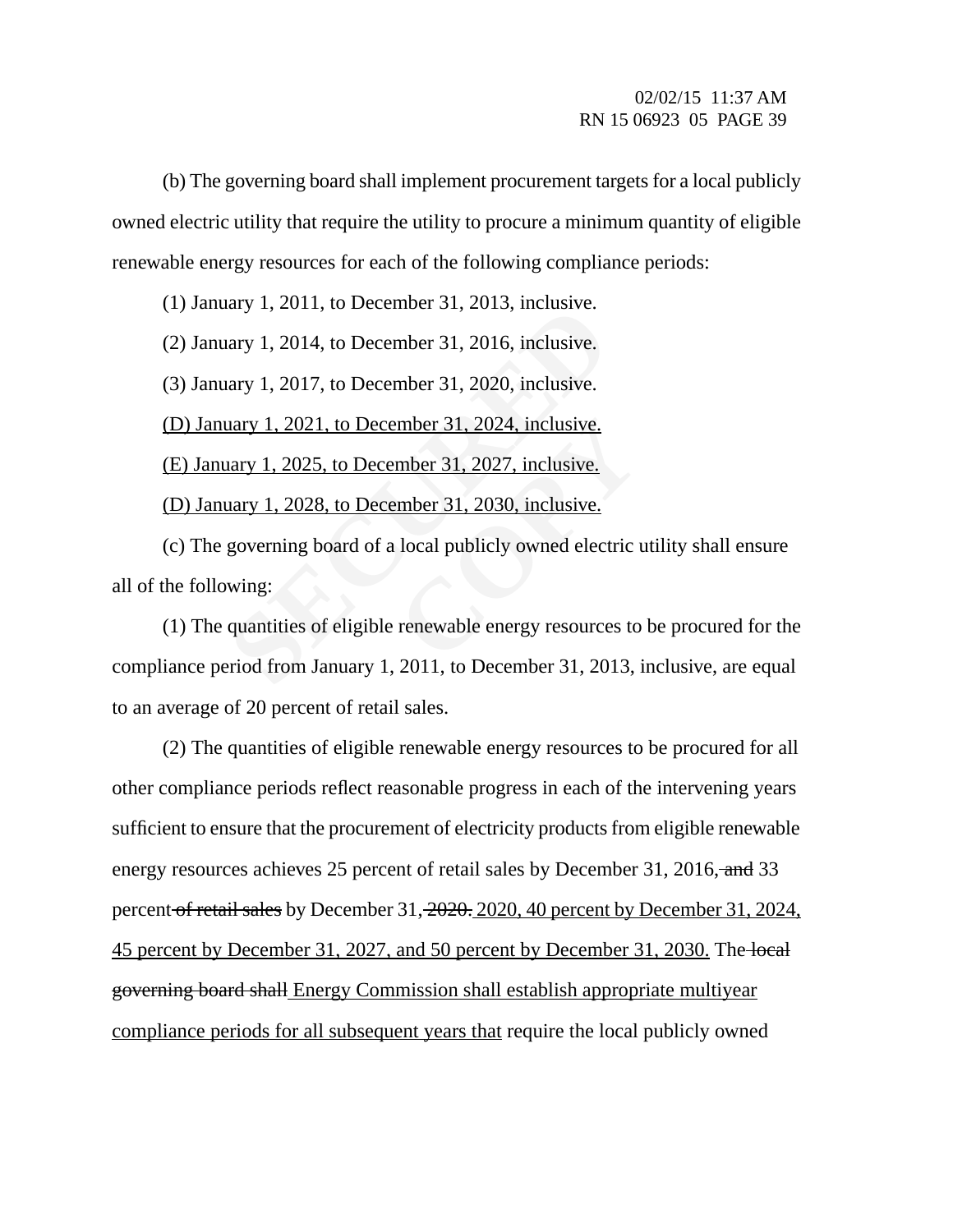(b) The governing board shall implement procurement targets for a local publicly owned electric utility that require the utility to procure a minimum quantity of eligible renewable energy resources for each of the following compliance periods:

(1) January 1, 2011, to December 31, 2013, inclusive.

(2) January 1, 2014, to December 31, 2016, inclusive.

(3) January 1, 2017, to December 31, 2020, inclusive.

<u>(D) January 1, 2021, to December 31, 2024, inclusive.</u>

<u>(E) January 1, 2025, to December 31, 2027, inclusive.</u>

<u>(D) January 1, 2028, to December 31, 2030, inclusive.</u>

(c) The governing board of a local publicly owned electric utility shall ensure all of the following:

(1) The quantities of eligible renewable energy resources to be procured for the compliance period from January 1, 2011, to December 31, 2013, inclusive, are equal to an average of 20 percent of retail sales.

(2) The quantities of eligible renewable energy resources to be procured for all other compliance periods reflect reasonable progress in each of the intervening years sufficient to ensure that the procurement of electricity products from eligible renewable energy resources achieves 25 percent of retail sales by December 31, 2016~~, and~~ 33 percent ~~of retail sales~~ by December 31, ~~2020.~~ <u>2020, 40 percent by December 31, 2024, 45 percent by December 31, 2027, and 50 percent by December 31, 2030.</u> The ~~local governing board shall~~ <u>Energy Commission shall establish appropriate multiyear compliance periods for all subsequent years that</u> require the local publicly owned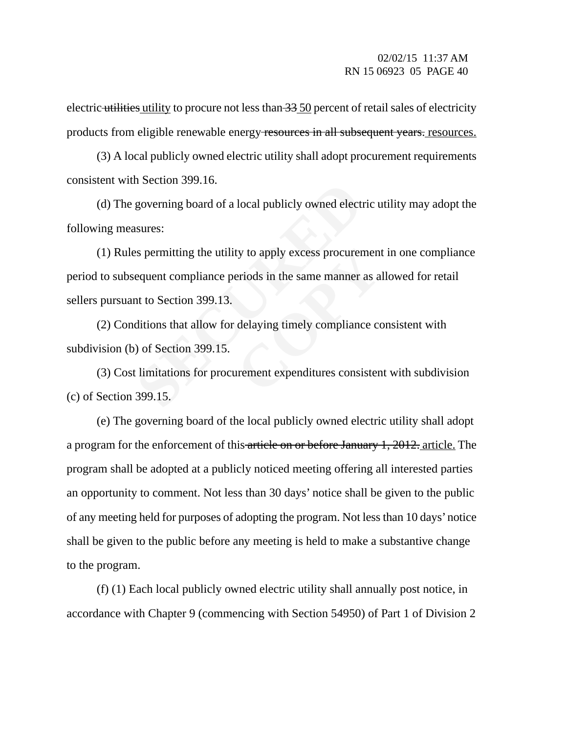electric ~~utilities~~ utility to procure not less than ~~33~~ 50 percent of retail sales of electricity products from eligible renewable energy ~~resources in all subsequent years.~~ resources.

(3) A local publicly owned electric utility shall adopt procurement requirements consistent with Section 399.16.

(d) The governing board of a local publicly owned electric utility may adopt the following measures:

(1) Rules permitting the utility to apply excess procurement in one compliance period to subsequent compliance periods in the same manner as allowed for retail sellers pursuant to Section 399.13.

(2) Conditions that allow for delaying timely compliance consistent with subdivision (b) of Section 399.15.

(3) Cost limitations for procurement expenditures consistent with subdivision (c) of Section 399.15.

(e) The governing board of the local publicly owned electric utility shall adopt a program for the enforcement of this ~~article on or before January 1, 2012.~~ article. The program shall be adopted at a publicly noticed meeting offering all interested parties an opportunity to comment. Not less than 30 days' notice shall be given to the public of any meeting held for purposes of adopting the program. Not less than 10 days' notice shall be given to the public before any meeting is held to make a substantive change to the program.

(f) (1) Each local publicly owned electric utility shall annually post notice, in accordance with Chapter 9 (commencing with Section 54950) of Part 1 of Division 2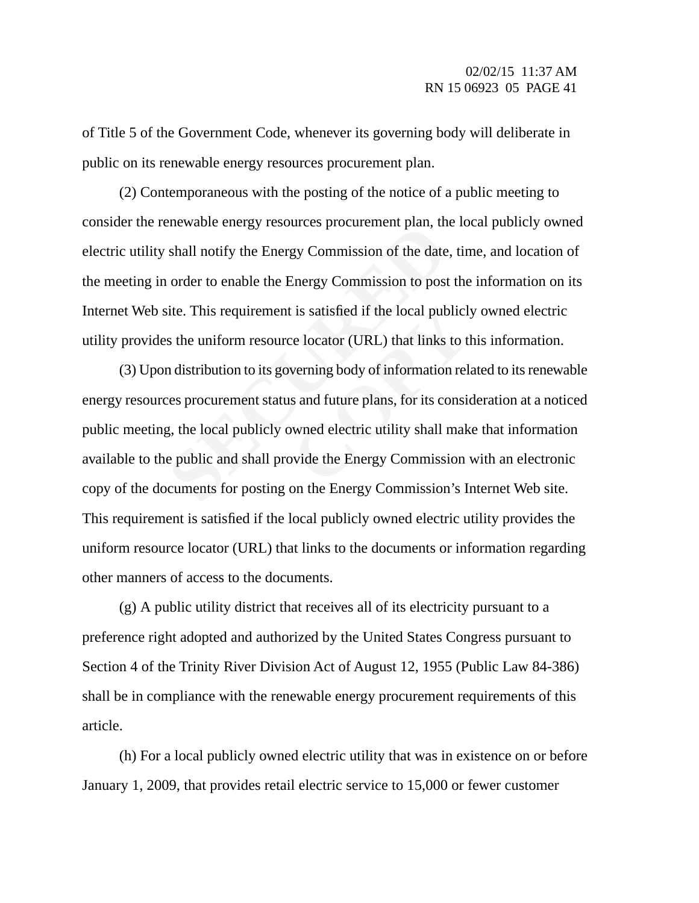of Title 5 of the Government Code, whenever its governing body will deliberate in public on its renewable energy resources procurement plan.

(2) Contemporaneous with the posting of the notice of a public meeting to consider the renewable energy resources procurement plan, the local publicly owned electric utility shall notify the Energy Commission of the date, time, and location of the meeting in order to enable the Energy Commission to post the information on its Internet Web site. This requirement is satisfied if the local publicly owned electric utility provides the uniform resource locator (URL) that links to this information.

(3) Upon distribution to its governing body of information related to its renewable energy resources procurement status and future plans, for its consideration at a noticed public meeting, the local publicly owned electric utility shall make that information available to the public and shall provide the Energy Commission with an electronic copy of the documents for posting on the Energy Commission's Internet Web site. This requirement is satisfied if the local publicly owned electric utility provides the uniform resource locator (URL) that links to the documents or information regarding other manners of access to the documents.

(g) A public utility district that receives all of its electricity pursuant to a preference right adopted and authorized by the United States Congress pursuant to Section 4 of the Trinity River Division Act of August 12, 1955 (Public Law 84-386) shall be in compliance with the renewable energy procurement requirements of this article.

(h) For a local publicly owned electric utility that was in existence on or before January 1, 2009, that provides retail electric service to 15,000 or fewer customer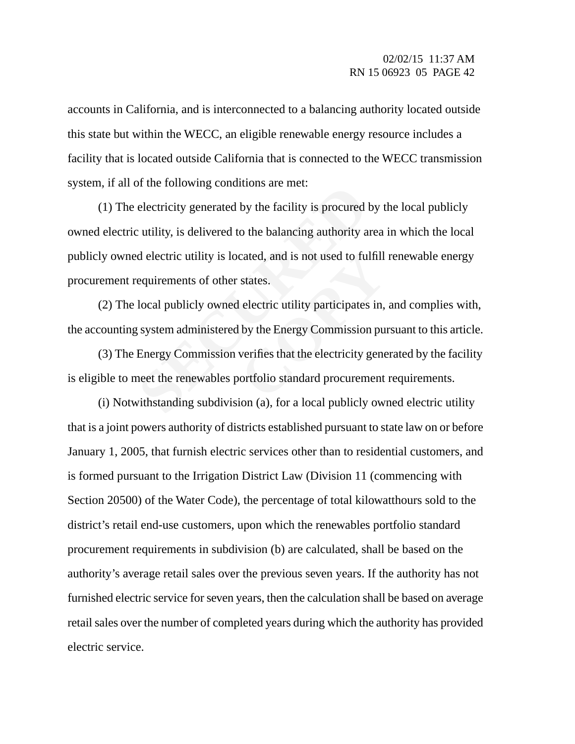accounts in California, and is interconnected to a balancing authority located outside this state but within the WECC, an eligible renewable energy resource includes a facility that is located outside California that is connected to the WECC transmission system, if all of the following conditions are met:

(1) The electricity generated by the facility is procured by the local publicly owned electric utility, is delivered to the balancing authority area in which the local publicly owned electric utility is located, and is not used to fulfill renewable energy procurement requirements of other states.

(2) The local publicly owned electric utility participates in, and complies with, the accounting system administered by the Energy Commission pursuant to this article.

(3) The Energy Commission verifies that the electricity generated by the facility is eligible to meet the renewables portfolio standard procurement requirements.

(i) Notwithstanding subdivision (a), for a local publicly owned electric utility that is a joint powers authority of districts established pursuant to state law on or before January 1, 2005, that furnish electric services other than to residential customers, and is formed pursuant to the Irrigation District Law (Division 11 (commencing with Section 20500) of the Water Code), the percentage of total kilowatthours sold to the district's retail end-use customers, upon which the renewables portfolio standard procurement requirements in subdivision (b) are calculated, shall be based on the authority's average retail sales over the previous seven years. If the authority has not furnished electric service for seven years, then the calculation shall be based on average retail sales over the number of completed years during which the authority has provided electric service.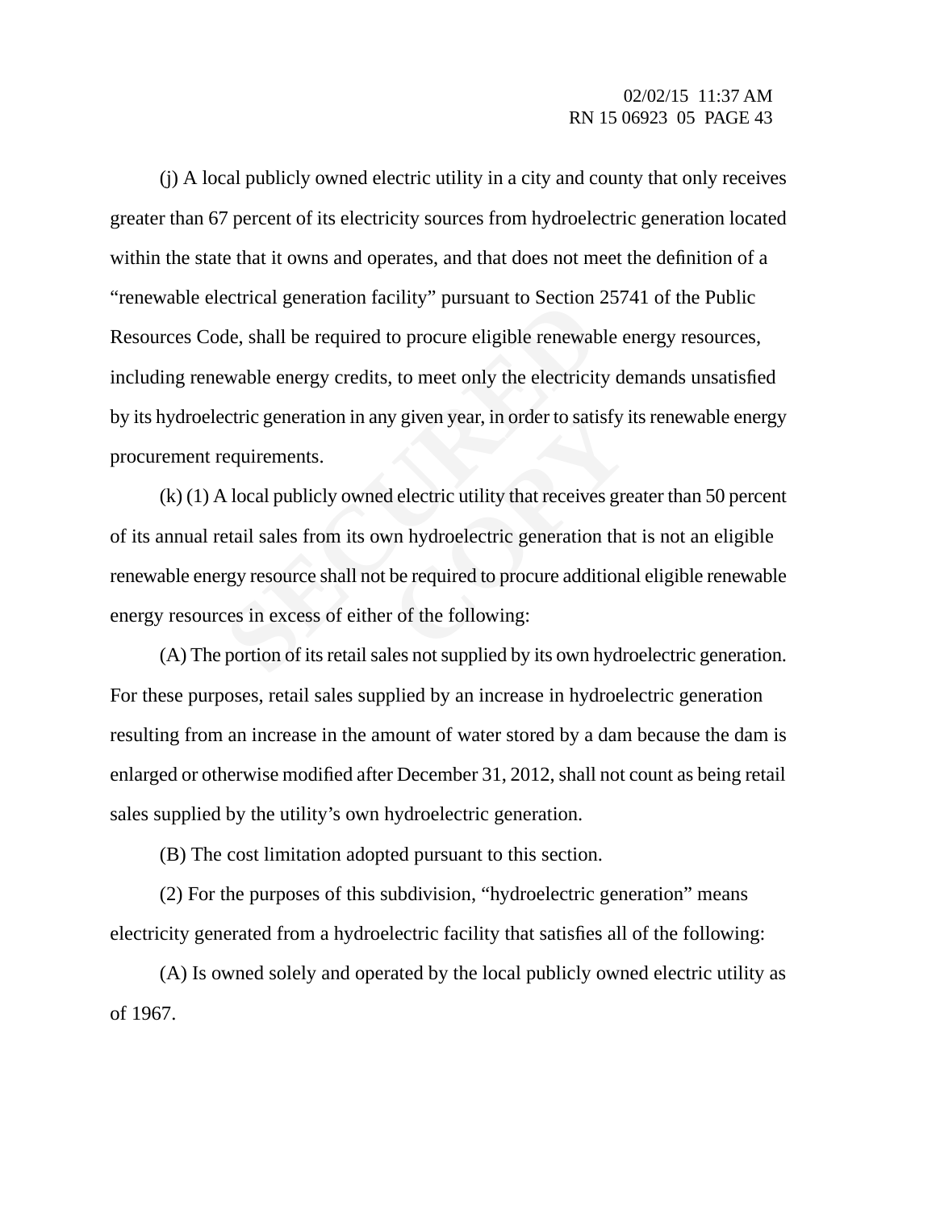(j) A local publicly owned electric utility in a city and county that only receives greater than 67 percent of its electricity sources from hydroelectric generation located within the state that it owns and operates, and that does not meet the definition of a "renewable electrical generation facility" pursuant to Section 25741 of the Public Resources Code, shall be required to procure eligible renewable energy resources, including renewable energy credits, to meet only the electricity demands unsatisfied by its hydroelectric generation in any given year, in order to satisfy its renewable energy procurement requirements.

(k) (1) A local publicly owned electric utility that receives greater than 50 percent of its annual retail sales from its own hydroelectric generation that is not an eligible renewable energy resource shall not be required to procure additional eligible renewable energy resources in excess of either of the following:

(A) The portion of its retail sales not supplied by its own hydroelectric generation. For these purposes, retail sales supplied by an increase in hydroelectric generation resulting from an increase in the amount of water stored by a dam because the dam is enlarged or otherwise modified after December 31, 2012, shall not count as being retail sales supplied by the utility's own hydroelectric generation.

(B) The cost limitation adopted pursuant to this section.

(2) For the purposes of this subdivision, "hydroelectric generation" means electricity generated from a hydroelectric facility that satisfies all of the following:

(A) Is owned solely and operated by the local publicly owned electric utility as of 1967.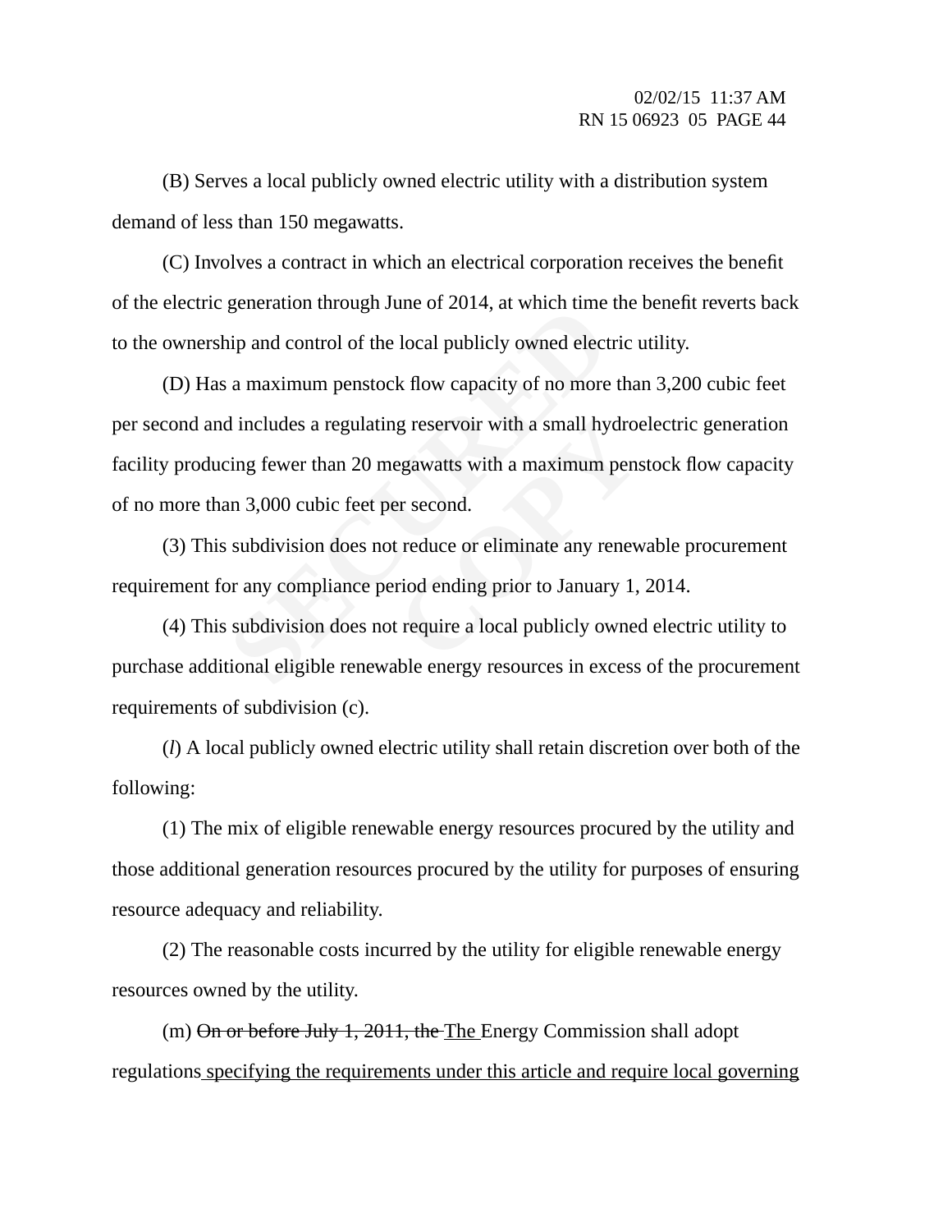(B) Serves a local publicly owned electric utility with a distribution system demand of less than 150 megawatts.

(C) Involves a contract in which an electrical corporation receives the benefit of the electric generation through June of 2014, at which time the benefit reverts back to the ownership and control of the local publicly owned electric utility.

(D) Has a maximum penstock flow capacity of no more than 3,200 cubic feet per second and includes a regulating reservoir with a small hydroelectric generation facility producing fewer than 20 megawatts with a maximum penstock flow capacity of no more than 3,000 cubic feet per second.

(3) This subdivision does not reduce or eliminate any renewable procurement requirement for any compliance period ending prior to January 1, 2014.

(4) This subdivision does not require a local publicly owned electric utility to purchase additional eligible renewable energy resources in excess of the procurement requirements of subdivision (c).

(*l*) A local publicly owned electric utility shall retain discretion over both of the following:

(1) The mix of eligible renewable energy resources procured by the utility and those additional generation resources procured by the utility for purposes of ensuring resource adequacy and reliability.

(2) The reasonable costs incurred by the utility for eligible renewable energy resources owned by the utility.

(m) ~~On or before July 1, 2011, the~~ <u>The</u> Energy Commission shall adopt regulations <u>specifying the requirements under this article and require local governing</u>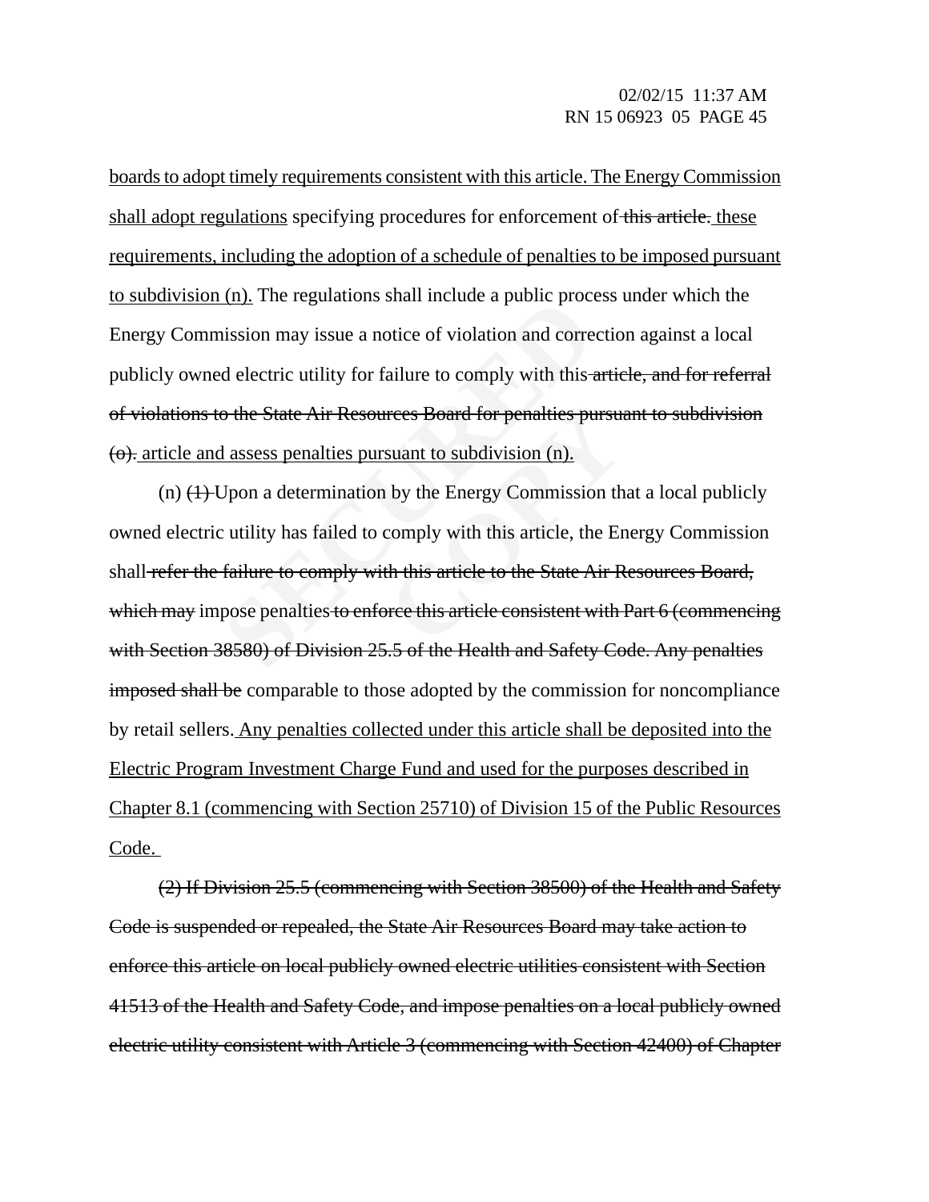boards to adopt timely requirements consistent with this article. The Energy Commission shall adopt regulations specifying procedures for enforcement of ~~this article.~~ these requirements, including the adoption of a schedule of penalties to be imposed pursuant to subdivision (n). The regulations shall include a public process under which the Energy Commission may issue a notice of violation and correction against a local publicly owned electric utility for failure to comply with this ~~article, and for referral of violations to the State Air Resources Board for penalties pursuant to subdivision (o).~~ article and assess penalties pursuant to subdivision (n).

(n) ~~(1)~~ Upon a determination by the Energy Commission that a local publicly owned electric utility has failed to comply with this article, the Energy Commission shall ~~refer the failure to comply with this article to the State Air Resources Board, which may~~ impose penalties ~~to enforce this article consistent with Part 6 (commencing with Section 38580) of Division 25.5 of the Health and Safety Code. Any penalties imposed shall be~~ comparable to those adopted by the commission for noncompliance by retail sellers. Any penalties collected under this article shall be deposited into the Electric Program Investment Charge Fund and used for the purposes described in Chapter 8.1 (commencing with Section 25710) of Division 15 of the Public Resources Code.

~~(2) If Division 25.5 (commencing with Section 38500) of the Health and Safety Code is suspended or repealed, the State Air Resources Board may take action to enforce this article on local publicly owned electric utilities consistent with Section 41513 of the Health and Safety Code, and impose penalties on a local publicly owned electric utility consistent with Article 3 (commencing with Section 42400) of Chapter~~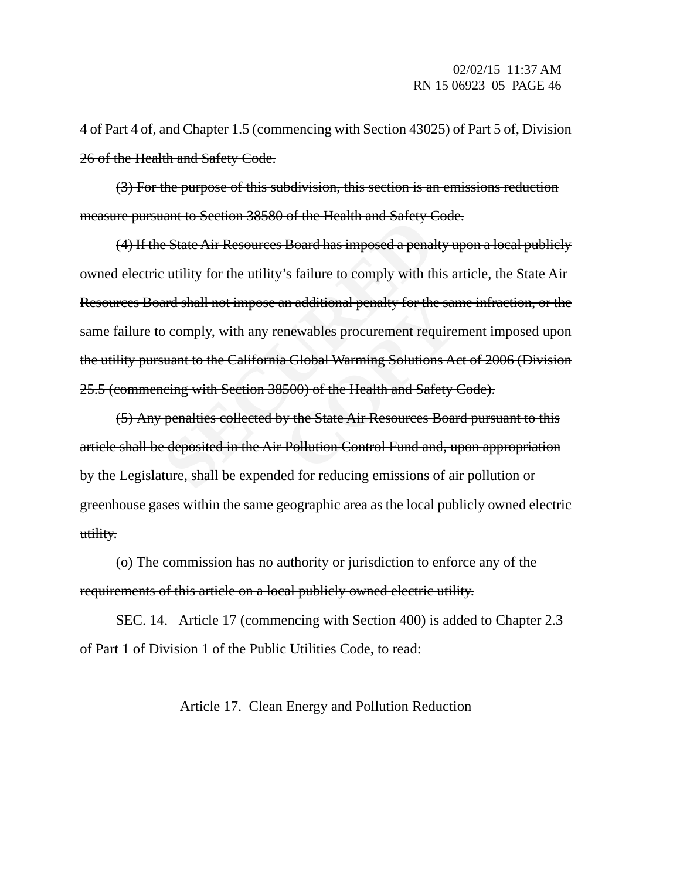~~4 of Part 4 of, and Chapter 1.5 (commencing with Section 43025) of Part 5 of, Division 26 of the Health and Safety Code.~~

~~(3) For the purpose of this subdivision, this section is an emissions reduction measure pursuant to Section 38580 of the Health and Safety Code.~~

~~(4) If the State Air Resources Board has imposed a penalty upon a local publicly owned electric utility for the utility's failure to comply with this article, the State Air Resources Board shall not impose an additional penalty for the same infraction, or the same failure to comply, with any renewables procurement requirement imposed upon the utility pursuant to the California Global Warming Solutions Act of 2006 (Division 25.5 (commencing with Section 38500) of the Health and Safety Code).~~

~~(5) Any penalties collected by the State Air Resources Board pursuant to this article shall be deposited in the Air Pollution Control Fund and, upon appropriation by the Legislature, shall be expended for reducing emissions of air pollution or greenhouse gases within the same geographic area as the local publicly owned electric utility.~~

~~(o) The commission has no authority or jurisdiction to enforce any of the requirements of this article on a local publicly owned electric utility.~~

SEC. 14. Article 17 (commencing with Section 400) is added to Chapter 2.3 of Part 1 of Division 1 of the Public Utilities Code, to read:

Article 17. Clean Energy and Pollution Reduction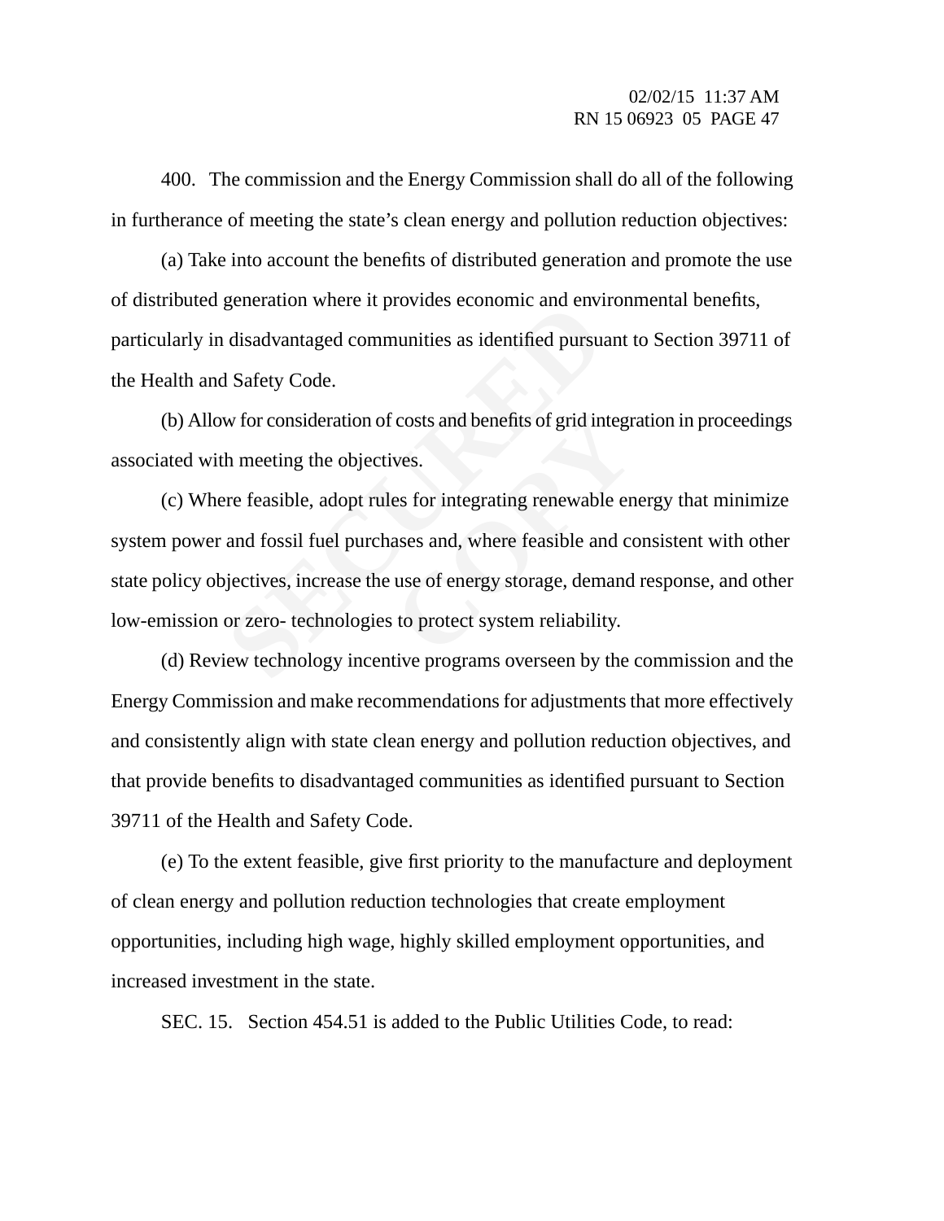400. The commission and the Energy Commission shall do all of the following in furtherance of meeting the state's clean energy and pollution reduction objectives:

(a) Take into account the benefits of distributed generation and promote the use of distributed generation where it provides economic and environmental benefits, particularly in disadvantaged communities as identified pursuant to Section 39711 of the Health and Safety Code.

(b) Allow for consideration of costs and benefits of grid integration in proceedings associated with meeting the objectives.

(c) Where feasible, adopt rules for integrating renewable energy that minimize system power and fossil fuel purchases and, where feasible and consistent with other state policy objectives, increase the use of energy storage, demand response, and other low-emission or zero- technologies to protect system reliability.

(d) Review technology incentive programs overseen by the commission and the Energy Commission and make recommendations for adjustments that more effectively and consistently align with state clean energy and pollution reduction objectives, and that provide benefits to disadvantaged communities as identified pursuant to Section 39711 of the Health and Safety Code.

(e) To the extent feasible, give first priority to the manufacture and deployment of clean energy and pollution reduction technologies that create employment opportunities, including high wage, highly skilled employment opportunities, and increased investment in the state.

SEC. 15. Section 454.51 is added to the Public Utilities Code, to read: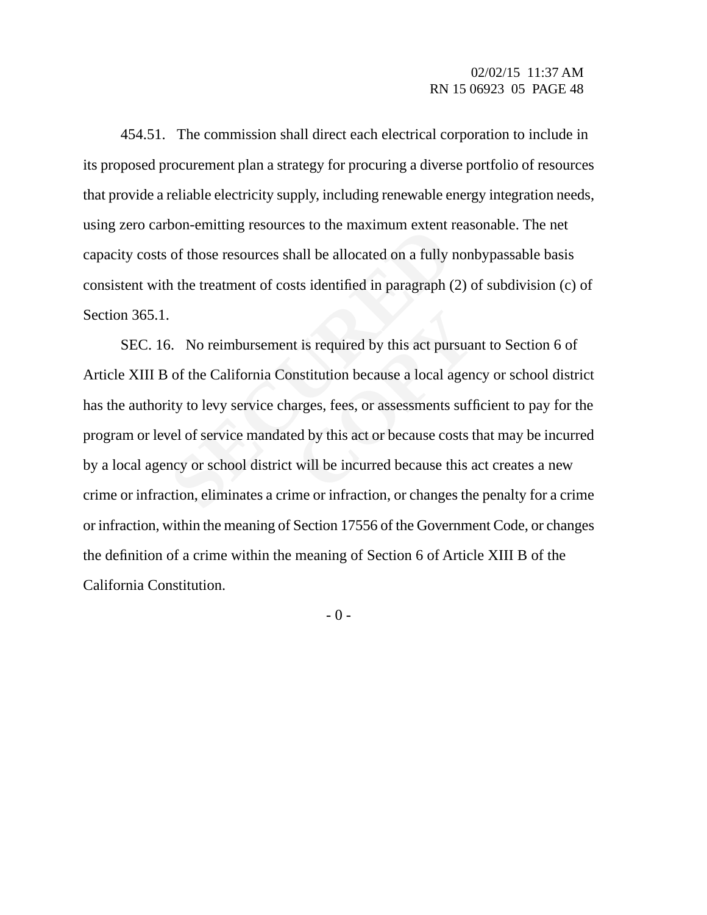454.51. The commission shall direct each electrical corporation to include in its proposed procurement plan a strategy for procuring a diverse portfolio of resources that provide a reliable electricity supply, including renewable energy integration needs, using zero carbon-emitting resources to the maximum extent reasonable. The net capacity costs of those resources shall be allocated on a fully nonbypassable basis consistent with the treatment of costs identified in paragraph (2) of subdivision (c) of Section 365.1.

SEC. 16. No reimbursement is required by this act pursuant to Section 6 of Article XIII B of the California Constitution because a local agency or school district has the authority to levy service charges, fees, or assessments sufficient to pay for the program or level of service mandated by this act or because costs that may be incurred by a local agency or school district will be incurred because this act creates a new crime or infraction, eliminates a crime or infraction, or changes the penalty for a crime or infraction, within the meaning of Section 17556 of the Government Code, or changes the definition of a crime within the meaning of Section 6 of Article XIII B of the California Constitution.

- 0 -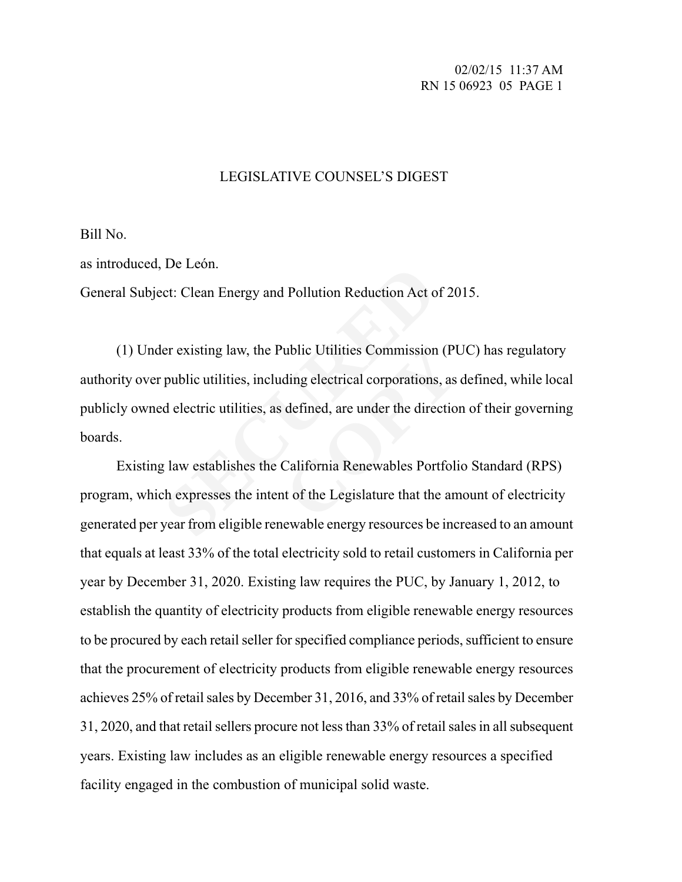## LEGISLATIVE COUNSEL'S DIGEST

Bill No.

as introduced, De León.

General Subject: Clean Energy and Pollution Reduction Act of 2015.

(1) Under existing law, the Public Utilities Commission (PUC) has regulatory authority over public utilities, including electrical corporations, as defined, while local publicly owned electric utilities, as defined, are under the direction of their governing boards.

Existing law establishes the California Renewables Portfolio Standard (RPS) program, which expresses the intent of the Legislature that the amount of electricity generated per year from eligible renewable energy resources be increased to an amount that equals at least 33% of the total electricity sold to retail customers in California per year by December 31, 2020. Existing law requires the PUC, by January 1, 2012, to establish the quantity of electricity products from eligible renewable energy resources to be procured by each retail seller for specified compliance periods, sufficient to ensure that the procurement of electricity products from eligible renewable energy resources achieves 25% of retail sales by December 31, 2016, and 33% of retail sales by December 31, 2020, and that retail sellers procure not less than 33% of retail sales in all subsequent years. Existing law includes as an eligible renewable energy resources a specified facility engaged in the combustion of municipal solid waste.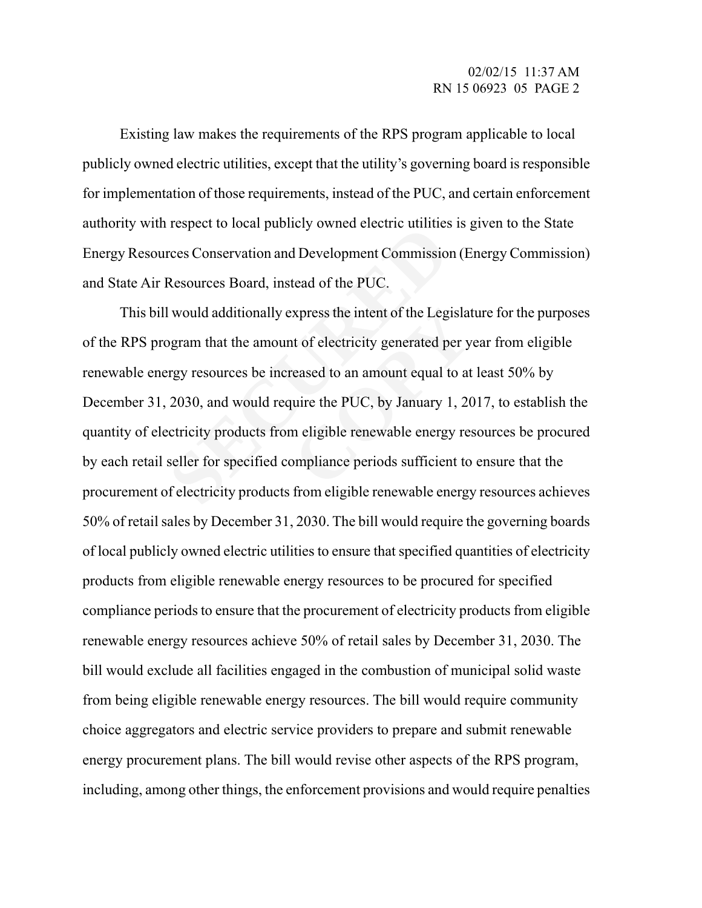Existing law makes the requirements of the RPS program applicable to local publicly owned electric utilities, except that the utility's governing board is responsible for implementation of those requirements, instead of the PUC, and certain enforcement authority with respect to local publicly owned electric utilities is given to the State Energy Resources Conservation and Development Commission (Energy Commission) and State Air Resources Board, instead of the PUC.

This bill would additionally express the intent of the Legislature for the purposes of the RPS program that the amount of electricity generated per year from eligible renewable energy resources be increased to an amount equal to at least 50% by December 31, 2030, and would require the PUC, by January 1, 2017, to establish the quantity of electricity products from eligible renewable energy resources be procured by each retail seller for specified compliance periods sufficient to ensure that the procurement of electricity products from eligible renewable energy resources achieves 50% of retail sales by December 31, 2030. The bill would require the governing boards of local publicly owned electric utilities to ensure that specified quantities of electricity products from eligible renewable energy resources to be procured for specified compliance periods to ensure that the procurement of electricity products from eligible renewable energy resources achieve 50% of retail sales by December 31, 2030. The bill would exclude all facilities engaged in the combustion of municipal solid waste from being eligible renewable energy resources. The bill would require community choice aggregators and electric service providers to prepare and submit renewable energy procurement plans. The bill would revise other aspects of the RPS program, including, among other things, the enforcement provisions and would require penalties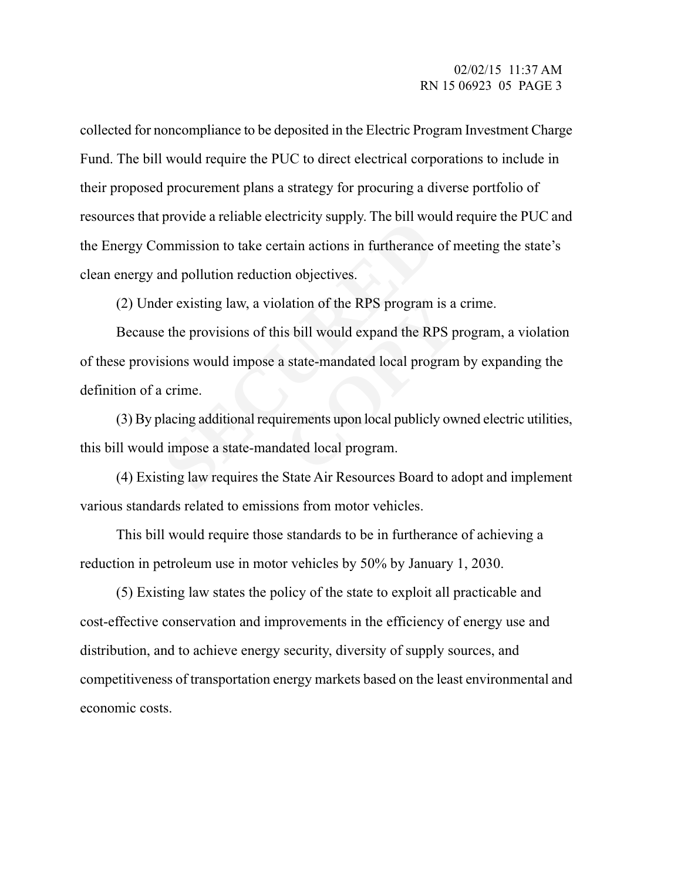collected for noncompliance to be deposited in the Electric Program Investment Charge Fund. The bill would require the PUC to direct electrical corporations to include in their proposed procurement plans a strategy for procuring a diverse portfolio of resources that provide a reliable electricity supply. The bill would require the PUC and the Energy Commission to take certain actions in furtherance of meeting the state's clean energy and pollution reduction objectives.

(2) Under existing law, a violation of the RPS program is a crime.

Because the provisions of this bill would expand the RPS program, a violation of these provisions would impose a state-mandated local program by expanding the definition of a crime.

(3) By placing additional requirements upon local publicly owned electric utilities, this bill would impose a state-mandated local program.

(4) Existing law requires the State Air Resources Board to adopt and implement various standards related to emissions from motor vehicles.

This bill would require those standards to be in furtherance of achieving a reduction in petroleum use in motor vehicles by 50% by January 1, 2030.

(5) Existing law states the policy of the state to exploit all practicable and cost-effective conservation and improvements in the efficiency of energy use and distribution, and to achieve energy security, diversity of supply sources, and competitiveness of transportation energy markets based on the least environmental and economic costs.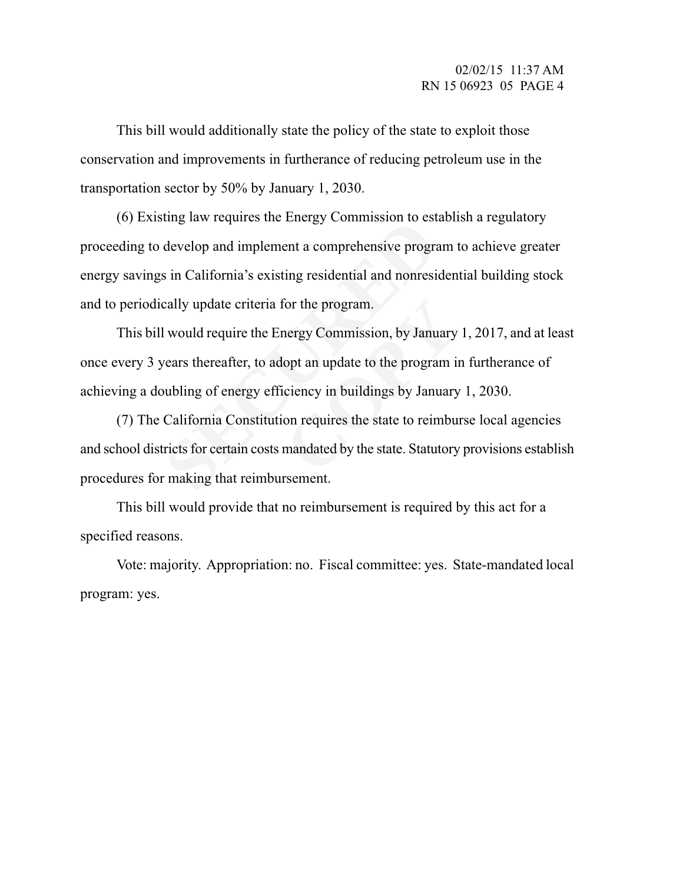This bill would additionally state the policy of the state to exploit those conservation and improvements in furtherance of reducing petroleum use in the transportation sector by 50% by January 1, 2030.

(6) Existing law requires the Energy Commission to establish a regulatory proceeding to develop and implement a comprehensive program to achieve greater energy savings in California's existing residential and nonresidential building stock and to periodically update criteria for the program.

This bill would require the Energy Commission, by January 1, 2017, and at least once every 3 years thereafter, to adopt an update to the program in furtherance of achieving a doubling of energy efficiency in buildings by January 1, 2030.

(7) The California Constitution requires the state to reimburse local agencies and school districts for certain costs mandated by the state. Statutory provisions establish procedures for making that reimbursement.

This bill would provide that no reimbursement is required by this act for a specified reasons.

Vote: majority. Appropriation: no. Fiscal committee: yes. State-mandated local program: yes.